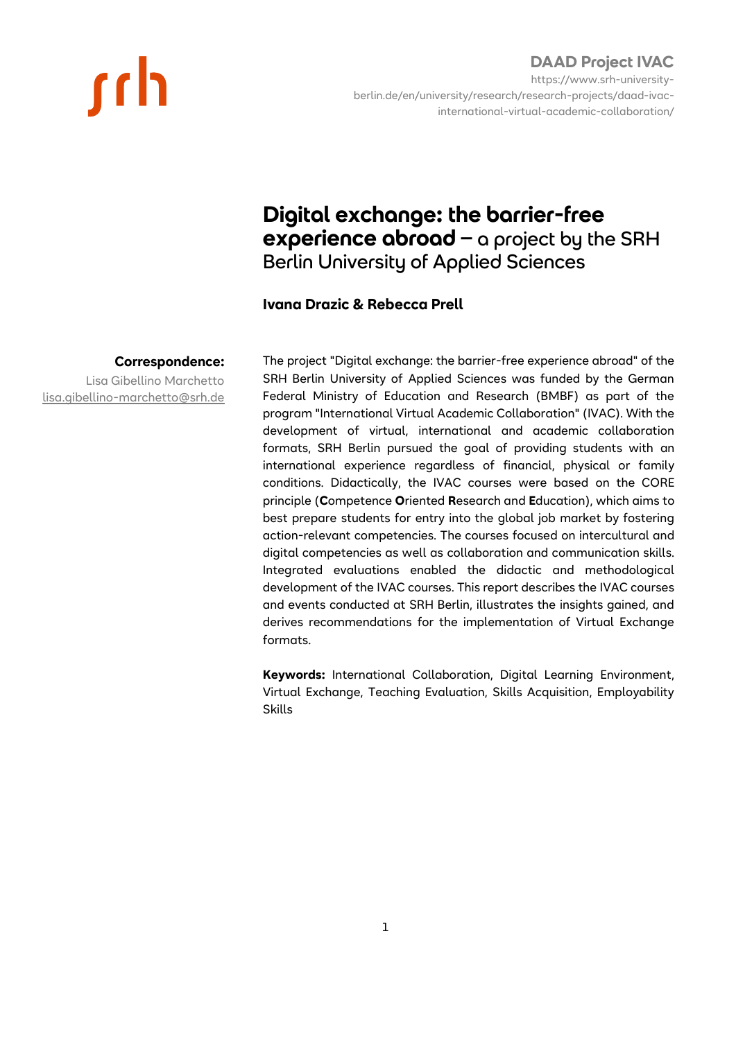**DAAD Project IVAC**
https://www.srh-university-berlin.de/en/university/research/research-projects/daad-ivac-international-virtual-academic-collaboration/

# Digital exchange: the barrier-free experience abroad – a project by the SRH Berlin University of Applied Sciences

**Ivana Drazic & Rebecca Prell**

**Correspondence:**
Lisa Gibellino Marchetto
lisa.gibellino-marchetto@srh.de

The project "Digital exchange: the barrier-free experience abroad" of the SRH Berlin University of Applied Sciences was funded by the German Federal Ministry of Education and Research (BMBF) as part of the program "International Virtual Academic Collaboration" (IVAC). With the development of virtual, international and academic collaboration formats, SRH Berlin pursued the goal of providing students with an international experience regardless of financial, physical or family conditions. Didactically, the IVAC courses were based on the CORE principle (**C**ompetence **O**riented **R**esearch and **E**ducation), which aims to best prepare students for entry into the global job market by fostering action-relevant competencies. The courses focused on intercultural and digital competencies as well as collaboration and communication skills. Integrated evaluations enabled the didactic and methodological development of the IVAC courses. This report describes the IVAC courses and events conducted at SRH Berlin, illustrates the insights gained, and derives recommendations for the implementation of Virtual Exchange formats.

**Keywords:** International Collaboration, Digital Learning Environment, Virtual Exchange, Teaching Evaluation, Skills Acquisition, Employability Skills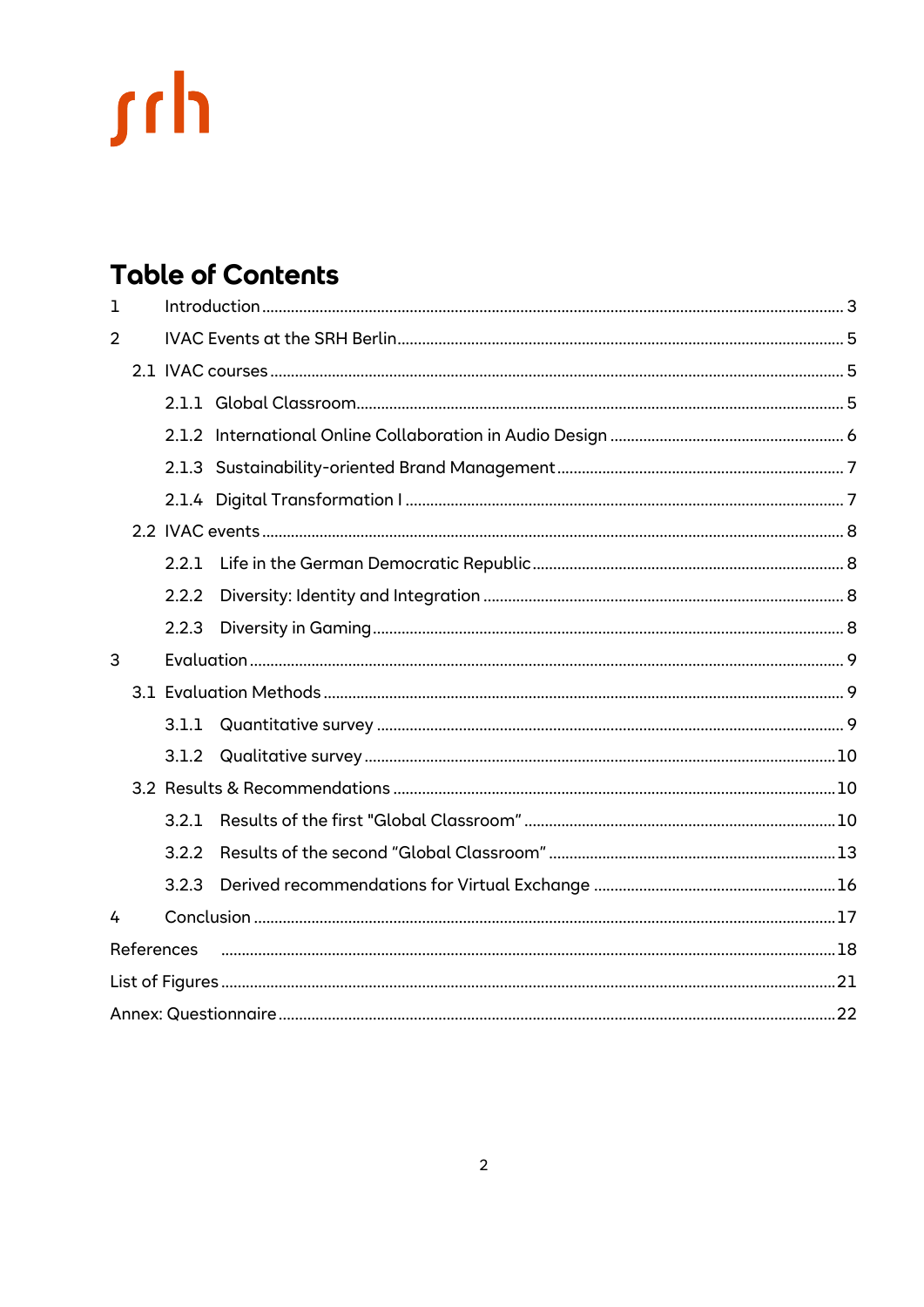# Table of Contents

1 Introduction ..... 3

2 IVAC Events at the SRH Berlin ..... 5

- 2.1 IVAC courses ..... 5
  - 2.1.1 Global Classroom ..... 5
  - 2.1.2 International Online Collaboration in Audio Design ..... 6
  - 2.1.3 Sustainability-oriented Brand Management ..... 7
  - 2.1.4 Digital Transformation I ..... 7
- 2.2 IVAC events ..... 8
  - 2.2.1 Life in the German Democratic Republic ..... 8
  - 2.2.2 Diversity: Identity and Integration ..... 8
  - 2.2.3 Diversity in Gaming ..... 8

3 Evaluation ..... 9

- 3.1 Evaluation Methods ..... 9
  - 3.1.1 Quantitative survey ..... 9
  - 3.1.2 Qualitative survey ..... 10
- 3.2 Results & Recommendations ..... 10
  - 3.2.1 Results of the first "Global Classroom" ..... 10
  - 3.2.2 Results of the second "Global Classroom" ..... 13
  - 3.2.3 Derived recommendations for Virtual Exchange ..... 16

4 Conclusion ..... 17

References ..... 18

List of Figures ..... 21

Annex: Questionnaire ..... 22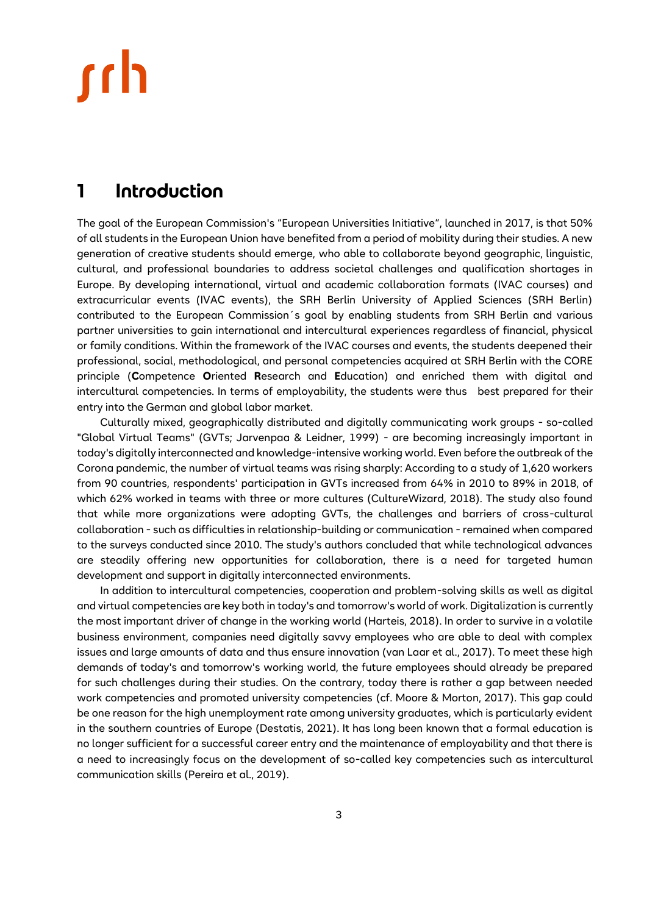# 1 Introduction

The goal of the European Commission's "European Universities Initiative", launched in 2017, is that 50% of all students in the European Union have benefited from a period of mobility during their studies. A new generation of creative students should emerge, who able to collaborate beyond geographic, linguistic, cultural, and professional boundaries to address societal challenges and qualification shortages in Europe. By developing international, virtual and academic collaboration formats (IVAC courses) and extracurricular events (IVAC events), the SRH Berlin University of Applied Sciences (SRH Berlin) contributed to the European Commission´s goal by enabling students from SRH Berlin and various partner universities to gain international and intercultural experiences regardless of financial, physical or family conditions. Within the framework of the IVAC courses and events, the students deepened their professional, social, methodological, and personal competencies acquired at SRH Berlin with the CORE principle (**C**ompetence **O**riented **R**esearch and **E**ducation) and enriched them with digital and intercultural competencies. In terms of employability, the students were thus best prepared for their entry into the German and global labor market.

Culturally mixed, geographically distributed and digitally communicating work groups - so-called "Global Virtual Teams" (GVTs; Jarvenpaa & Leidner, 1999) - are becoming increasingly important in today's digitally interconnected and knowledge-intensive working world. Even before the outbreak of the Corona pandemic, the number of virtual teams was rising sharply: According to a study of 1,620 workers from 90 countries, respondents' participation in GVTs increased from 64% in 2010 to 89% in 2018, of which 62% worked in teams with three or more cultures (CultureWizard, 2018). The study also found that while more organizations were adopting GVTs, the challenges and barriers of cross-cultural collaboration - such as difficulties in relationship-building or communication - remained when compared to the surveys conducted since 2010. The study's authors concluded that while technological advances are steadily offering new opportunities for collaboration, there is a need for targeted human development and support in digitally interconnected environments.

In addition to intercultural competencies, cooperation and problem-solving skills as well as digital and virtual competencies are key both in today's and tomorrow's world of work. Digitalization is currently the most important driver of change in the working world (Harteis, 2018). In order to survive in a volatile business environment, companies need digitally savvy employees who are able to deal with complex issues and large amounts of data and thus ensure innovation (van Laar et al., 2017). To meet these high demands of today's and tomorrow's working world, the future employees should already be prepared for such challenges during their studies. On the contrary, today there is rather a gap between needed work competencies and promoted university competencies (cf. Moore & Morton, 2017). This gap could be one reason for the high unemployment rate among university graduates, which is particularly evident in the southern countries of Europe (Destatis, 2021). It has long been known that a formal education is no longer sufficient for a successful career entry and the maintenance of employability and that there is a need to increasingly focus on the development of so-called key competencies such as intercultural communication skills (Pereira et al., 2019).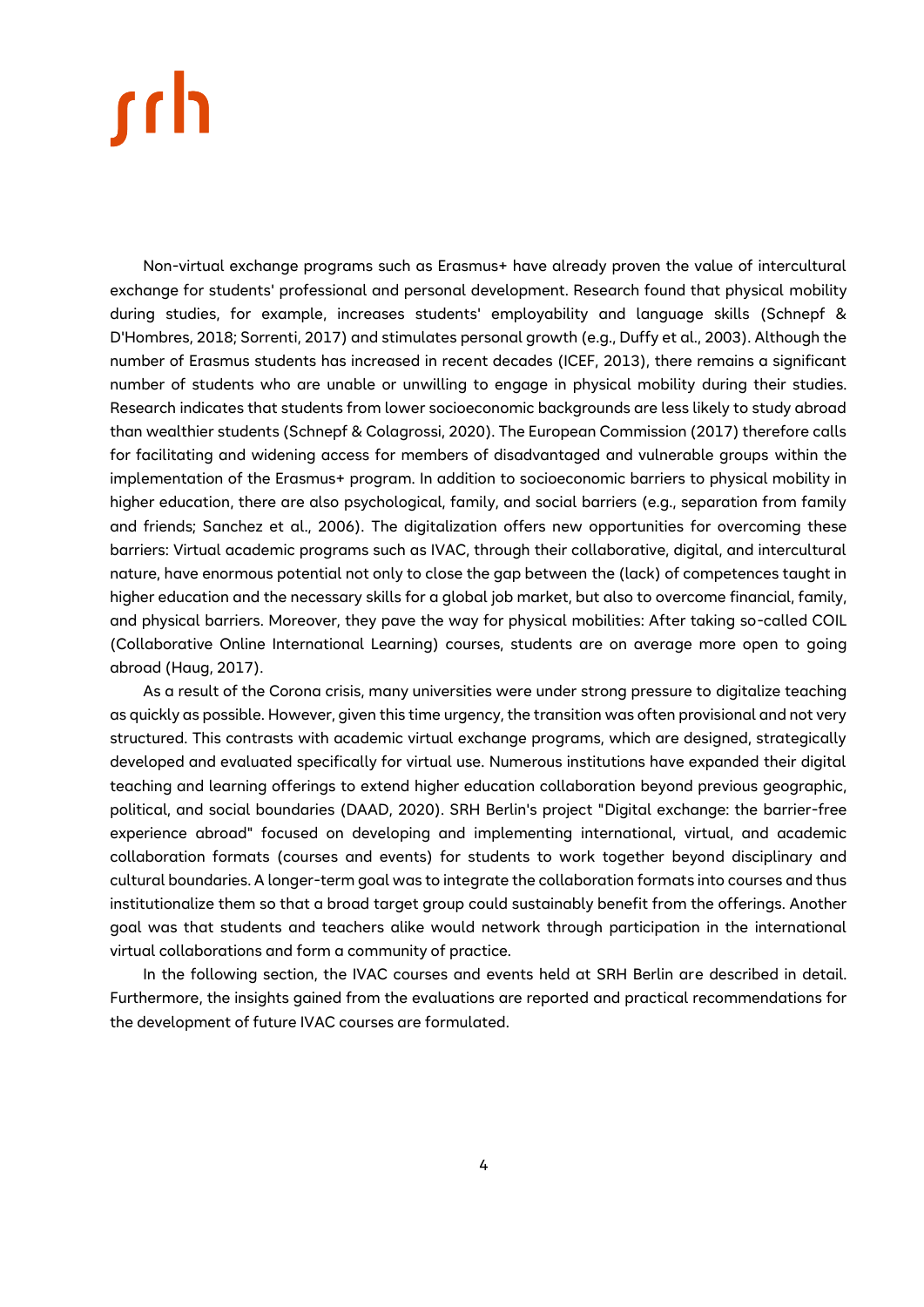Non-virtual exchange programs such as Erasmus+ have already proven the value of intercultural exchange for students' professional and personal development. Research found that physical mobility during studies, for example, increases students' employability and language skills (Schnepf & D'Hombres, 2018; Sorrenti, 2017) and stimulates personal growth (e.g., Duffy et al., 2003). Although the number of Erasmus students has increased in recent decades (ICEF, 2013), there remains a significant number of students who are unable or unwilling to engage in physical mobility during their studies. Research indicates that students from lower socioeconomic backgrounds are less likely to study abroad than wealthier students (Schnepf & Colagrossi, 2020). The European Commission (2017) therefore calls for facilitating and widening access for members of disadvantaged and vulnerable groups within the implementation of the Erasmus+ program. In addition to socioeconomic barriers to physical mobility in higher education, there are also psychological, family, and social barriers (e.g., separation from family and friends; Sanchez et al., 2006). The digitalization offers new opportunities for overcoming these barriers: Virtual academic programs such as IVAC, through their collaborative, digital, and intercultural nature, have enormous potential not only to close the gap between the (lack) of competences taught in higher education and the necessary skills for a global job market, but also to overcome financial, family, and physical barriers. Moreover, they pave the way for physical mobilities: After taking so-called COIL (Collaborative Online International Learning) courses, students are on average more open to going abroad (Haug, 2017).

As a result of the Corona crisis, many universities were under strong pressure to digitalize teaching as quickly as possible. However, given this time urgency, the transition was often provisional and not very structured. This contrasts with academic virtual exchange programs, which are designed, strategically developed and evaluated specifically for virtual use. Numerous institutions have expanded their digital teaching and learning offerings to extend higher education collaboration beyond previous geographic, political, and social boundaries (DAAD, 2020). SRH Berlin's project "Digital exchange: the barrier-free experience abroad" focused on developing and implementing international, virtual, and academic collaboration formats (courses and events) for students to work together beyond disciplinary and cultural boundaries. A longer-term goal was to integrate the collaboration formats into courses and thus institutionalize them so that a broad target group could sustainably benefit from the offerings. Another goal was that students and teachers alike would network through participation in the international virtual collaborations and form a community of practice.

In the following section, the IVAC courses and events held at SRH Berlin are described in detail. Furthermore, the insights gained from the evaluations are reported and practical recommendations for the development of future IVAC courses are formulated.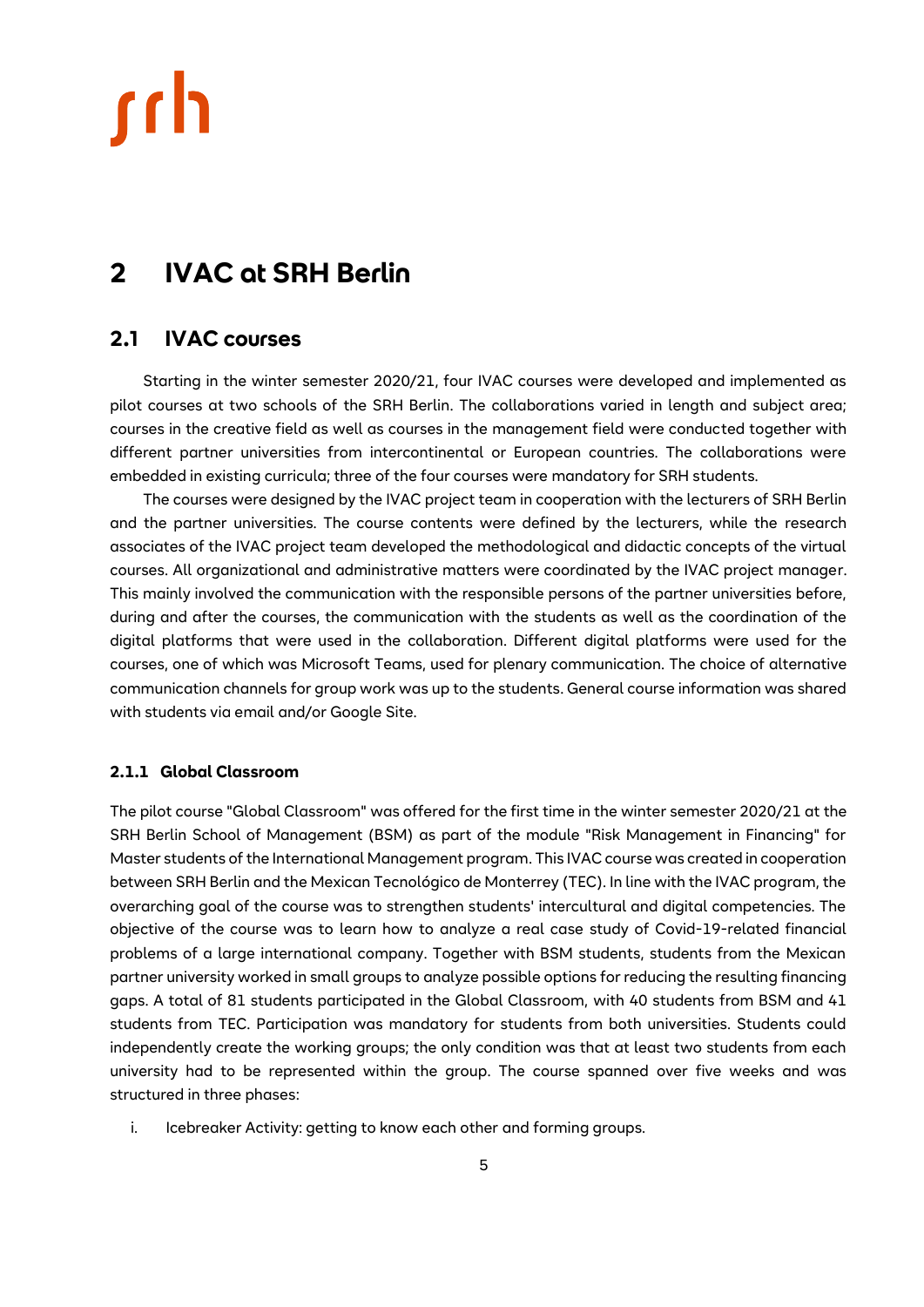# 2 IVAC at SRH Berlin

## 2.1 IVAC courses

Starting in the winter semester 2020/21, four IVAC courses were developed and implemented as pilot courses at two schools of the SRH Berlin. The collaborations varied in length and subject area; courses in the creative field as well as courses in the management field were conducted together with different partner universities from intercontinental or European countries. The collaborations were embedded in existing curricula; three of the four courses were mandatory for SRH students.

The courses were designed by the IVAC project team in cooperation with the lecturers of SRH Berlin and the partner universities. The course contents were defined by the lecturers, while the research associates of the IVAC project team developed the methodological and didactic concepts of the virtual courses. All organizational and administrative matters were coordinated by the IVAC project manager. This mainly involved the communication with the responsible persons of the partner universities before, during and after the courses, the communication with the students as well as the coordination of the digital platforms that were used in the collaboration. Different digital platforms were used for the courses, one of which was Microsoft Teams, used for plenary communication. The choice of alternative communication channels for group work was up to the students. General course information was shared with students via email and/or Google Site.

### 2.1.1 Global Classroom

The pilot course "Global Classroom" was offered for the first time in the winter semester 2020/21 at the SRH Berlin School of Management (BSM) as part of the module "Risk Management in Financing" for Master students of the International Management program. This IVAC course was created in cooperation between SRH Berlin and the Mexican Tecnológico de Monterrey (TEC). In line with the IVAC program, the overarching goal of the course was to strengthen students' intercultural and digital competencies. The objective of the course was to learn how to analyze a real case study of Covid-19-related financial problems of a large international company. Together with BSM students, students from the Mexican partner university worked in small groups to analyze possible options for reducing the resulting financing gaps. A total of 81 students participated in the Global Classroom, with 40 students from BSM and 41 students from TEC. Participation was mandatory for students from both universities. Students could independently create the working groups; the only condition was that at least two students from each university had to be represented within the group. The course spanned over five weeks and was structured in three phases:

i. Icebreaker Activity: getting to know each other and forming groups.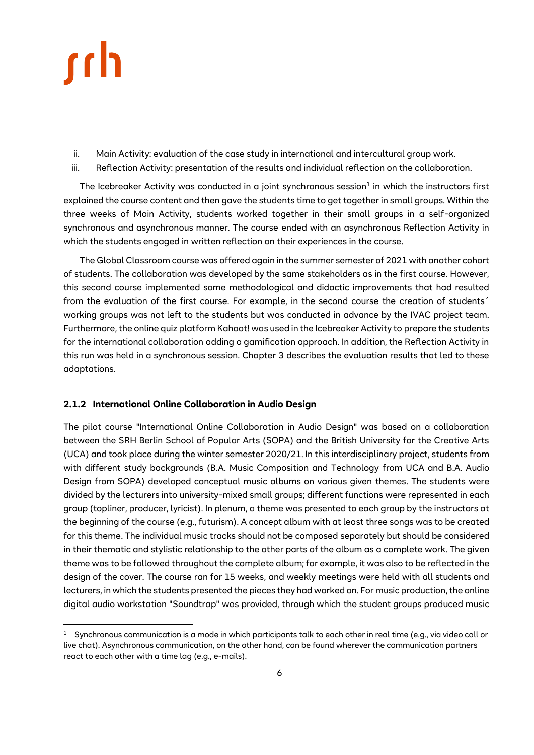ii. Main Activity: evaluation of the case study in international and intercultural group work.
iii. Reflection Activity: presentation of the results and individual reflection on the collaboration.

The Icebreaker Activity was conducted in a joint synchronous session[1] in which the instructors first explained the course content and then gave the students time to get together in small groups. Within the three weeks of Main Activity, students worked together in their small groups in a self-organized synchronous and asynchronous manner. The course ended with an asynchronous Reflection Activity in which the students engaged in written reflection on their experiences in the course.

The Global Classroom course was offered again in the summer semester of 2021 with another cohort of students. The collaboration was developed by the same stakeholders as in the first course. However, this second course implemented some methodological and didactic improvements that had resulted from the evaluation of the first course. For example, in the second course the creation of students´ working groups was not left to the students but was conducted in advance by the IVAC project team. Furthermore, the online quiz platform Kahoot! was used in the Icebreaker Activity to prepare the students for the international collaboration adding a gamification approach. In addition, the Reflection Activity in this run was held in a synchronous session. Chapter 3 describes the evaluation results that led to these adaptations.

### 2.1.2 International Online Collaboration in Audio Design

The pilot course "International Online Collaboration in Audio Design" was based on a collaboration between the SRH Berlin School of Popular Arts (SOPA) and the British University for the Creative Arts (UCA) and took place during the winter semester 2020/21. In this interdisciplinary project, students from with different study backgrounds (B.A. Music Composition and Technology from UCA and B.A. Audio Design from SOPA) developed conceptual music albums on various given themes. The students were divided by the lecturers into university-mixed small groups; different functions were represented in each group (topliner, producer, lyricist). In plenum, a theme was presented to each group by the instructors at the beginning of the course (e.g., futurism). A concept album with at least three songs was to be created for this theme. The individual music tracks should not be composed separately but should be considered in their thematic and stylistic relationship to the other parts of the album as a complete work. The given theme was to be followed throughout the complete album; for example, it was also to be reflected in the design of the cover. The course ran for 15 weeks, and weekly meetings were held with all students and lecturers, in which the students presented the pieces they had worked on. For music production, the online digital audio workstation "Soundtrap" was provided, through which the student groups produced music

[1] Synchronous communication is a mode in which participants talk to each other in real time (e.g., via video call or live chat). Asynchronous communication, on the other hand, can be found wherever the communication partners react to each other with a time lag (e.g., e-mails).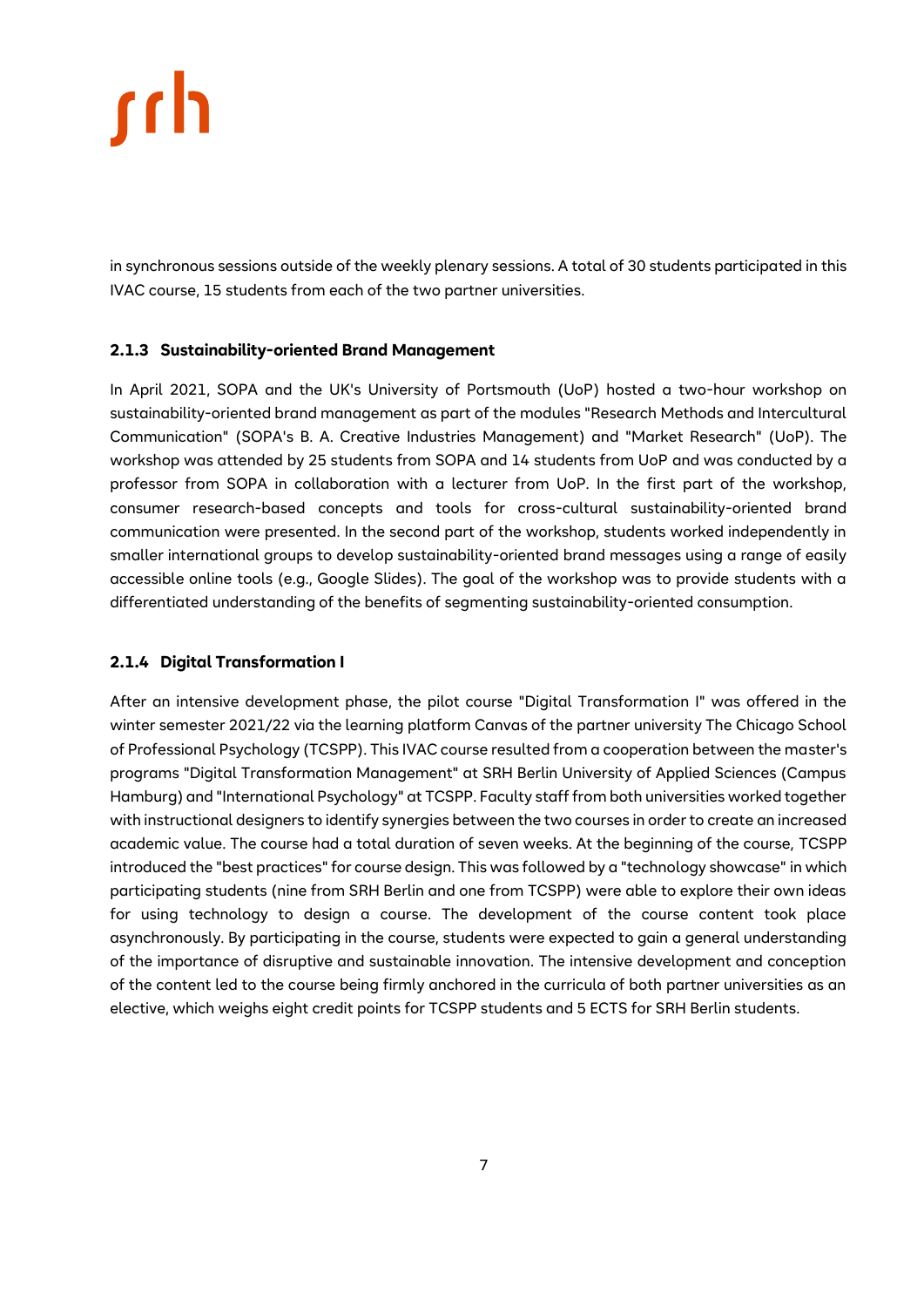in synchronous sessions outside of the weekly plenary sessions. A total of 30 students participated in this IVAC course, 15 students from each of the two partner universities.

#### 2.1.3 Sustainability-oriented Brand Management

In April 2021, SOPA and the UK's University of Portsmouth (UoP) hosted a two-hour workshop on sustainability-oriented brand management as part of the modules "Research Methods and Intercultural Communication" (SOPA's B. A. Creative Industries Management) and "Market Research" (UoP). The workshop was attended by 25 students from SOPA and 14 students from UoP and was conducted by a professor from SOPA in collaboration with a lecturer from UoP. In the first part of the workshop, consumer research-based concepts and tools for cross-cultural sustainability-oriented brand communication were presented. In the second part of the workshop, students worked independently in smaller international groups to develop sustainability-oriented brand messages using a range of easily accessible online tools (e.g., Google Slides). The goal of the workshop was to provide students with a differentiated understanding of the benefits of segmenting sustainability-oriented consumption.

#### 2.1.4 Digital Transformation I

After an intensive development phase, the pilot course "Digital Transformation I" was offered in the winter semester 2021/22 via the learning platform Canvas of the partner university The Chicago School of Professional Psychology (TCSPP). This IVAC course resulted from a cooperation between the master's programs "Digital Transformation Management" at SRH Berlin University of Applied Sciences (Campus Hamburg) and "International Psychology" at TCSPP. Faculty staff from both universities worked together with instructional designers to identify synergies between the two courses in order to create an increased academic value. The course had a total duration of seven weeks. At the beginning of the course, TCSPP introduced the "best practices" for course design. This was followed by a "technology showcase" in which participating students (nine from SRH Berlin and one from TCSPP) were able to explore their own ideas for using technology to design a course. The development of the course content took place asynchronously. By participating in the course, students were expected to gain a general understanding of the importance of disruptive and sustainable innovation. The intensive development and conception of the content led to the course being firmly anchored in the curricula of both partner universities as an elective, which weighs eight credit points for TCSPP students and 5 ECTS for SRH Berlin students.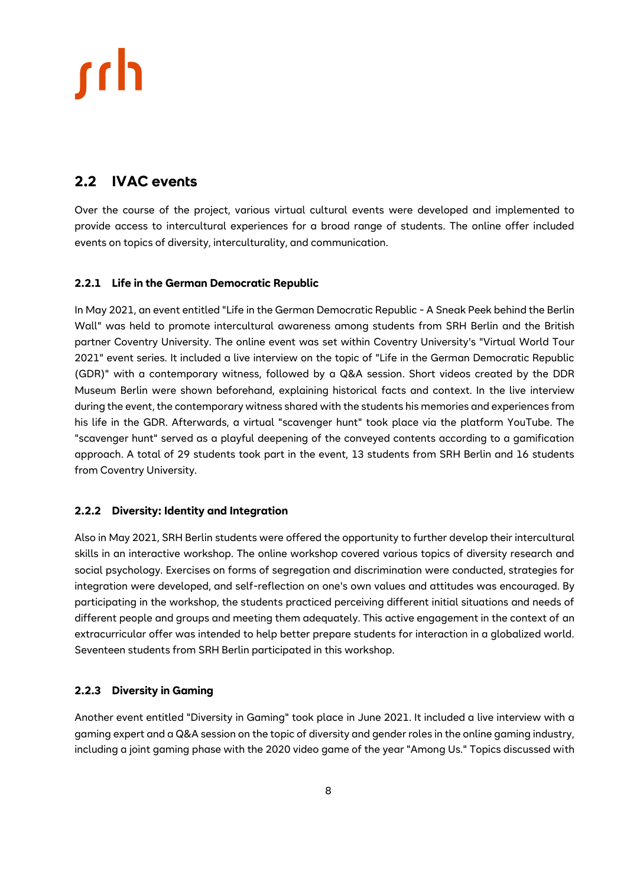## 2.2 IVAC events

Over the course of the project, various virtual cultural events were developed and implemented to provide access to intercultural experiences for a broad range of students. The online offer included events on topics of diversity, interculturality, and communication.

### 2.2.1 Life in the German Democratic Republic

In May 2021, an event entitled "Life in the German Democratic Republic - A Sneak Peek behind the Berlin Wall" was held to promote intercultural awareness among students from SRH Berlin and the British partner Coventry University. The online event was set within Coventry University's "Virtual World Tour 2021" event series. It included a live interview on the topic of "Life in the German Democratic Republic (GDR)" with a contemporary witness, followed by a Q&A session. Short videos created by the DDR Museum Berlin were shown beforehand, explaining historical facts and context. In the live interview during the event, the contemporary witness shared with the students his memories and experiences from his life in the GDR. Afterwards, a virtual "scavenger hunt" took place via the platform YouTube. The "scavenger hunt" served as a playful deepening of the conveyed contents according to a gamification approach. A total of 29 students took part in the event, 13 students from SRH Berlin and 16 students from Coventry University.

### 2.2.2 Diversity: Identity and Integration

Also in May 2021, SRH Berlin students were offered the opportunity to further develop their intercultural skills in an interactive workshop. The online workshop covered various topics of diversity research and social psychology. Exercises on forms of segregation and discrimination were conducted, strategies for integration were developed, and self-reflection on one's own values and attitudes was encouraged. By participating in the workshop, the students practiced perceiving different initial situations and needs of different people and groups and meeting them adequately. This active engagement in the context of an extracurricular offer was intended to help better prepare students for interaction in a globalized world. Seventeen students from SRH Berlin participated in this workshop.

### 2.2.3 Diversity in Gaming

Another event entitled "Diversity in Gaming" took place in June 2021. It included a live interview with a gaming expert and a Q&A session on the topic of diversity and gender roles in the online gaming industry, including a joint gaming phase with the 2020 video game of the year "Among Us." Topics discussed with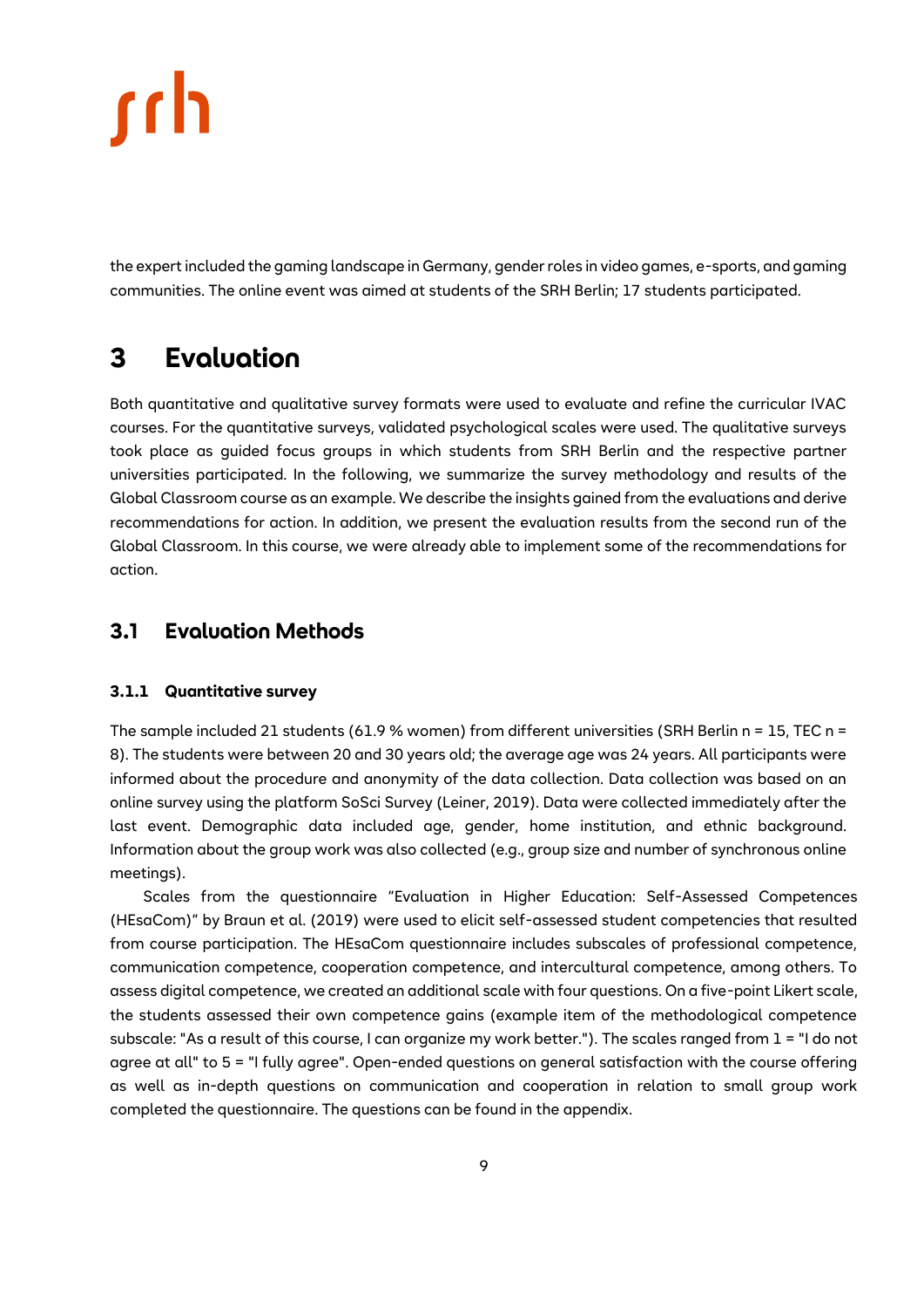the expert included the gaming landscape in Germany, gender roles in video games, e-sports, and gaming communities. The online event was aimed at students of the SRH Berlin; 17 students participated.

# 3 Evaluation

Both quantitative and qualitative survey formats were used to evaluate and refine the curricular IVAC courses. For the quantitative surveys, validated psychological scales were used. The qualitative surveys took place as guided focus groups in which students from SRH Berlin and the respective partner universities participated. In the following, we summarize the survey methodology and results of the Global Classroom course as an example. We describe the insights gained from the evaluations and derive recommendations for action. In addition, we present the evaluation results from the second run of the Global Classroom. In this course, we were already able to implement some of the recommendations for action.

## 3.1 Evaluation Methods

### 3.1.1 Quantitative survey

The sample included 21 students (61.9 % women) from different universities (SRH Berlin n = 15, TEC n = 8). The students were between 20 and 30 years old; the average age was 24 years. All participants were informed about the procedure and anonymity of the data collection. Data collection was based on an online survey using the platform SoSci Survey (Leiner, 2019). Data were collected immediately after the last event. Demographic data included age, gender, home institution, and ethnic background. Information about the group work was also collected (e.g., group size and number of synchronous online meetings).

Scales from the questionnaire "Evaluation in Higher Education: Self-Assessed Competences (HEsaCom)" by Braun et al. (2019) were used to elicit self-assessed student competencies that resulted from course participation. The HEsaCom questionnaire includes subscales of professional competence, communication competence, cooperation competence, and intercultural competence, among others. To assess digital competence, we created an additional scale with four questions. On a five-point Likert scale, the students assessed their own competence gains (example item of the methodological competence subscale: "As a result of this course, I can organize my work better."). The scales ranged from 1 = "I do not agree at all" to 5 = "I fully agree". Open-ended questions on general satisfaction with the course offering as well as in-depth questions on communication and cooperation in relation to small group work completed the questionnaire. The questions can be found in the appendix.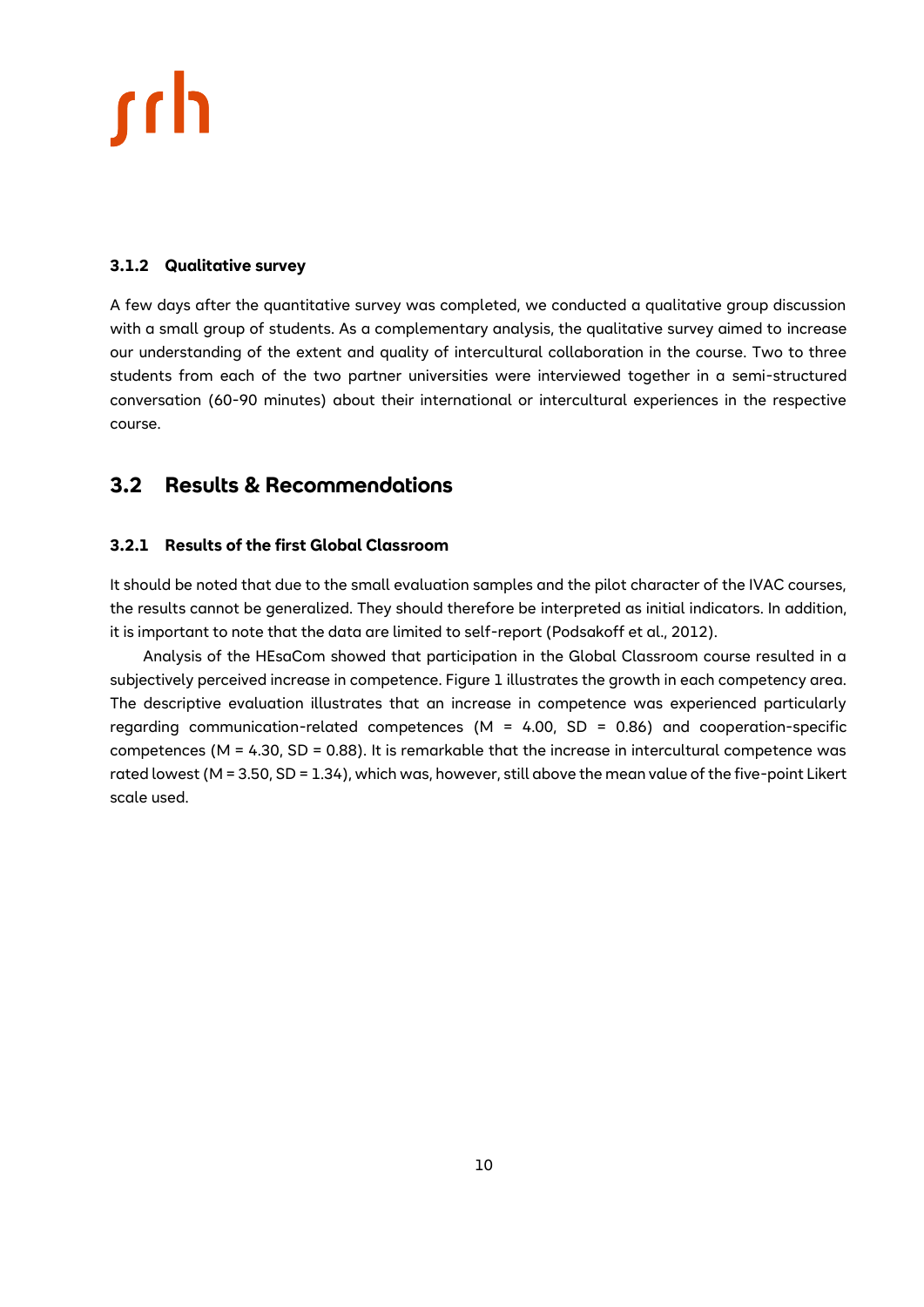### 3.1.2 Qualitative survey

A few days after the quantitative survey was completed, we conducted a qualitative group discussion with a small group of students. As a complementary analysis, the qualitative survey aimed to increase our understanding of the extent and quality of intercultural collaboration in the course. Two to three students from each of the two partner universities were interviewed together in a semi-structured conversation (60-90 minutes) about their international or intercultural experiences in the respective course.

## 3.2 Results & Recommendations

### 3.2.1 Results of the first Global Classroom

It should be noted that due to the small evaluation samples and the pilot character of the IVAC courses, the results cannot be generalized. They should therefore be interpreted as initial indicators. In addition, it is important to note that the data are limited to self-report (Podsakoff et al., 2012).

Analysis of the HEsaCom showed that participation in the Global Classroom course resulted in a subjectively perceived increase in competence. Figure 1 illustrates the growth in each competency area. The descriptive evaluation illustrates that an increase in competence was experienced particularly regarding communication-related competences ($M = 4.00$, $SD = 0.86$) and cooperation-specific competences ($M = 4.30$, $SD = 0.88$). It is remarkable that the increase in intercultural competence was rated lowest ($M = 3.50$, $SD = 1.34$), which was, however, still above the mean value of the five-point Likert scale used.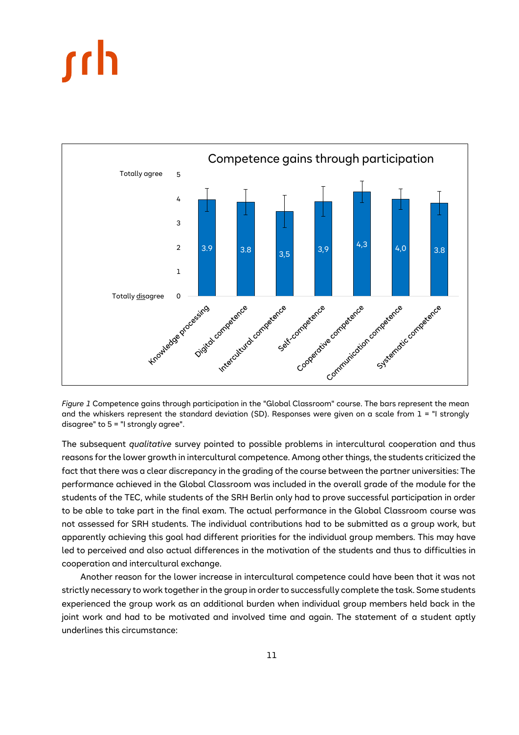*Figure 1* Competence gains through participation in the "Global Classroom" course. The bars represent the mean and the whiskers represent the standard deviation (SD). Responses were given on a scale from 1 = "I strongly disagree" to 5 = "I strongly agree".

The subsequent *qualitative* survey pointed to possible problems in intercultural cooperation and thus reasons for the lower growth in intercultural competence. Among other things, the students criticized the fact that there was a clear discrepancy in the grading of the course between the partner universities: The performance achieved in the Global Classroom was included in the overall grade of the module for the students of the TEC, while students of the SRH Berlin only had to prove successful participation in order to be able to take part in the final exam. The actual performance in the Global Classroom course was not assessed for SRH students. The individual contributions had to be submitted as a group work, but apparently achieving this goal had different priorities for the individual group members. This may have led to perceived and also actual differences in the motivation of the students and thus to difficulties in cooperation and intercultural exchange.

Another reason for the lower increase in intercultural competence could have been that it was not strictly necessary to work together in the group in order to successfully complete the task. Some students experienced the group work as an additional burden when individual group members held back in the joint work and had to be motivated and involved time and again. The statement of a student aptly underlines this circumstance: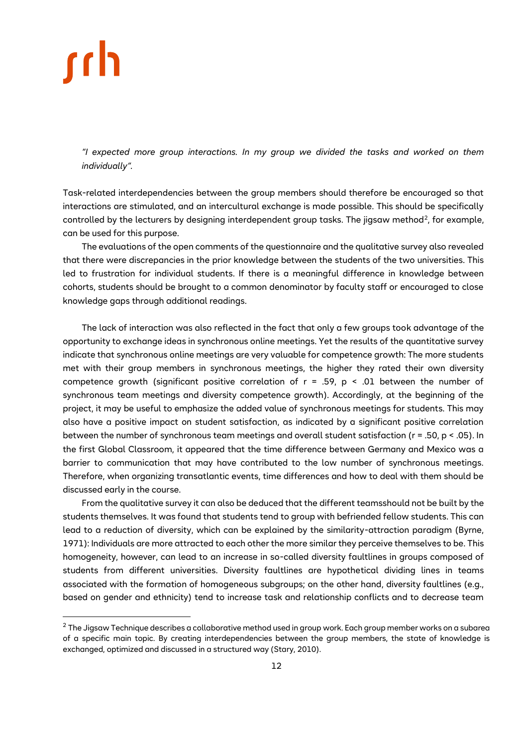*"I expected more group interactions. In my group we divided the tasks and worked on them individually".*

Task-related interdependencies between the group members should therefore be encouraged so that interactions are stimulated, and an intercultural exchange is made possible. This should be specifically controlled by the lecturers by designing interdependent group tasks. The jigsaw method[2], for example, can be used for this purpose.

The evaluations of the open comments of the questionnaire and the qualitative survey also revealed that there were discrepancies in the prior knowledge between the students of the two universities. This led to frustration for individual students. If there is a meaningful difference in knowledge between cohorts, students should be brought to a common denominator by faculty staff or encouraged to close knowledge gaps through additional readings.

The lack of interaction was also reflected in the fact that only a few groups took advantage of the opportunity to exchange ideas in synchronous online meetings. Yet the results of the quantitative survey indicate that synchronous online meetings are very valuable for competence growth: The more students met with their group members in synchronous meetings, the higher they rated their own diversity competence growth (significant positive correlation of $r = .59$, $p < .01$ between the number of synchronous team meetings and diversity competence growth). Accordingly, at the beginning of the project, it may be useful to emphasize the added value of synchronous meetings for students. This may also have a positive impact on student satisfaction, as indicated by a significant positive correlation between the number of synchronous team meetings and overall student satisfaction ($r = .50$, $p < .05$). In the first Global Classroom, it appeared that the time difference between Germany and Mexico was a barrier to communication that may have contributed to the low number of synchronous meetings. Therefore, when organizing transatlantic events, time differences and how to deal with them should be discussed early in the course.

From the qualitative survey it can also be deduced that the different teamsshould not be built by the students themselves. It was found that students tend to group with befriended fellow students. This can lead to a reduction of diversity, which can be explained by the similarity-attraction paradigm (Byrne, 1971): Individuals are more attracted to each other the more similar they perceive themselves to be. This homogeneity, however, can lead to an increase in so-called diversity faultlines in groups composed of students from different universities. Diversity faultlines are hypothetical dividing lines in teams associated with the formation of homogeneous subgroups; on the other hand, diversity faultlines (e.g., based on gender and ethnicity) tend to increase task and relationship conflicts and to decrease team

---

[2] The Jigsaw Technique describes a collaborative method used in group work. Each group member works on a subarea of a specific main topic. By creating interdependencies between the group members, the state of knowledge is exchanged, optimized and discussed in a structured way (Stary, 2010).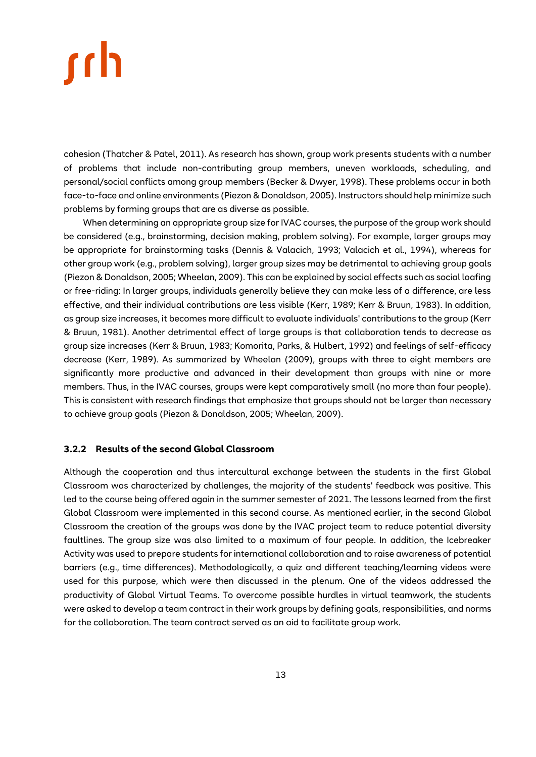cohesion (Thatcher & Patel, 2011). As research has shown, group work presents students with a number of problems that include non-contributing group members, uneven workloads, scheduling, and personal/social conflicts among group members (Becker & Dwyer, 1998). These problems occur in both face-to-face and online environments (Piezon & Donaldson, 2005). Instructors should help minimize such problems by forming groups that are as diverse as possible.

When determining an appropriate group size for IVAC courses, the purpose of the group work should be considered (e.g., brainstorming, decision making, problem solving). For example, larger groups may be appropriate for brainstorming tasks (Dennis & Valacich, 1993; Valacich et al., 1994), whereas for other group work (e.g., problem solving), larger group sizes may be detrimental to achieving group goals (Piezon & Donaldson, 2005; Wheelan, 2009). This can be explained by social effects such as social loafing or free-riding: In larger groups, individuals generally believe they can make less of a difference, are less effective, and their individual contributions are less visible (Kerr, 1989; Kerr & Bruun, 1983). In addition, as group size increases, it becomes more difficult to evaluate individuals' contributions to the group (Kerr & Bruun, 1981). Another detrimental effect of large groups is that collaboration tends to decrease as group size increases (Kerr & Bruun, 1983; Komorita, Parks, & Hulbert, 1992) and feelings of self-efficacy decrease (Kerr, 1989). As summarized by Wheelan (2009), groups with three to eight members are significantly more productive and advanced in their development than groups with nine or more members. Thus, in the IVAC courses, groups were kept comparatively small (no more than four people). This is consistent with research findings that emphasize that groups should not be larger than necessary to achieve group goals (Piezon & Donaldson, 2005; Wheelan, 2009).

### 3.2.2 Results of the second Global Classroom

Although the cooperation and thus intercultural exchange between the students in the first Global Classroom was characterized by challenges, the majority of the students' feedback was positive. This led to the course being offered again in the summer semester of 2021. The lessons learned from the first Global Classroom were implemented in this second course. As mentioned earlier, in the second Global Classroom the creation of the groups was done by the IVAC project team to reduce potential diversity faultlines. The group size was also limited to a maximum of four people. In addition, the Icebreaker Activity was used to prepare students for international collaboration and to raise awareness of potential barriers (e.g., time differences). Methodologically, a quiz and different teaching/learning videos were used for this purpose, which were then discussed in the plenum. One of the videos addressed the productivity of Global Virtual Teams. To overcome possible hurdles in virtual teamwork, the students were asked to develop a team contract in their work groups by defining goals, responsibilities, and norms for the collaboration. The team contract served as an aid to facilitate group work.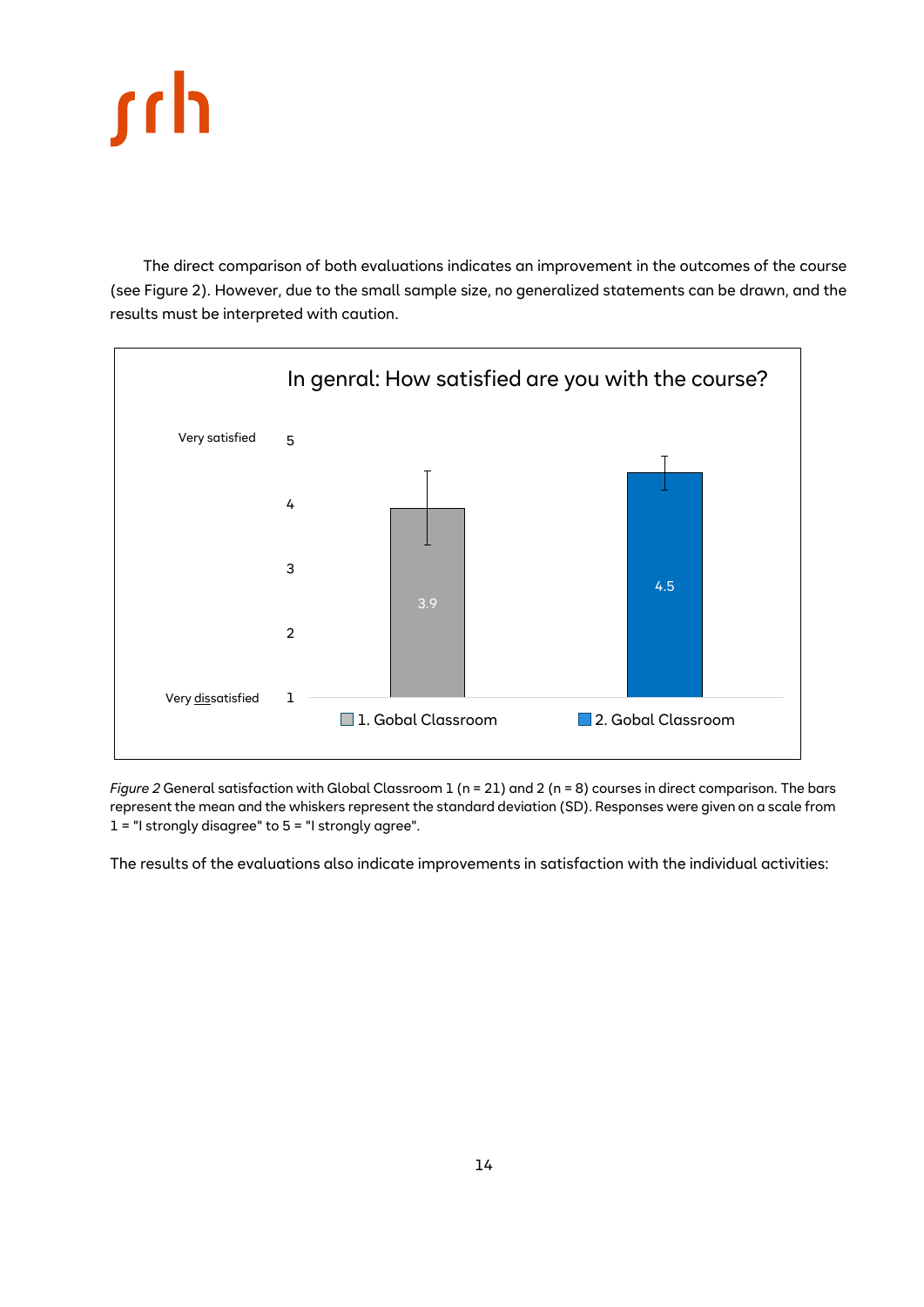The direct comparison of both evaluations indicates an improvement in the outcomes of the course (see Figure 2). However, due to the small sample size, no generalized statements can be drawn, and the results must be interpreted with caution.

In genral: How satisfied are you with the course?

| | Mean |
|---|---|
| 1. Gobal Classroom | 3.9 |
| 2. Gobal Classroom | 4.5 |

Scale: 1 = Very dissatisfied, 5 = Very satisfied

*Figure 2* General satisfaction with Global Classroom 1 (n = 21) and 2 (n = 8) courses in direct comparison. The bars represent the mean and the whiskers represent the standard deviation (SD). Responses were given on a scale from 1 = "I strongly disagree" to 5 = "I strongly agree".

The results of the evaluations also indicate improvements in satisfaction with the individual activities: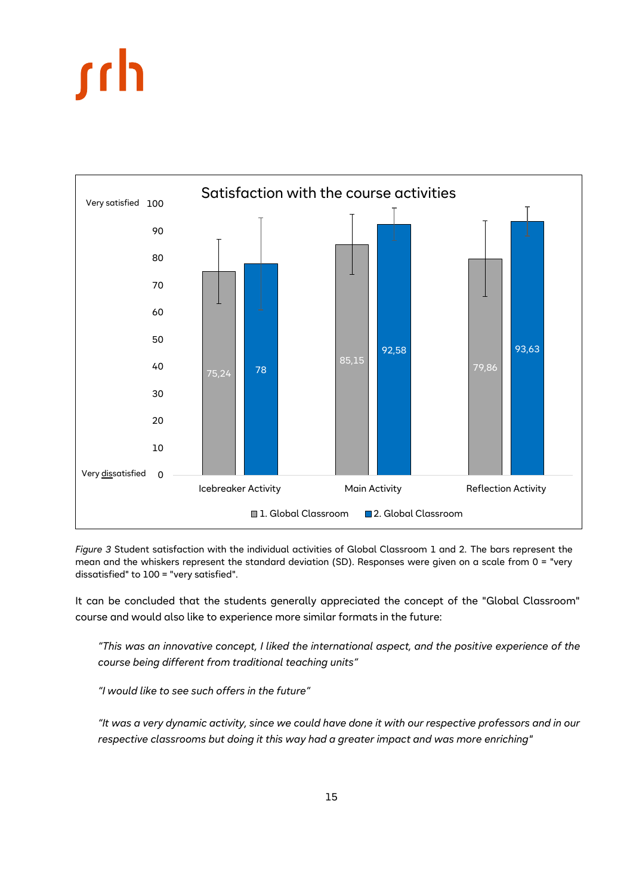**Satisfaction with the course activities**

| | 1. Global Classroom | 2. Global Classroom |
|---|---|---|
| Icebreaker Activity | 75,24 | 78 |
| Main Activity | 85,15 | 92,58 |
| Reflection Activity | 79,86 | 93,63 |

*Figure 3* Student satisfaction with the individual activities of Global Classroom 1 and 2. The bars represent the mean and the whiskers represent the standard deviation (SD). Responses were given on a scale from 0 = "very dissatisfied" to 100 = "very satisfied".

It can be concluded that the students generally appreciated the concept of the "Global Classroom" course and would also like to experience more similar formats in the future:

> *"This was an innovative concept, I liked the international aspect, and the positive experience of the course being different from traditional teaching units"*
>
> *"I would like to see such offers in the future"*
>
> *"It was a very dynamic activity, since we could have done it with our respective professors and in our respective classrooms but doing it this way had a greater impact and was more enriching"*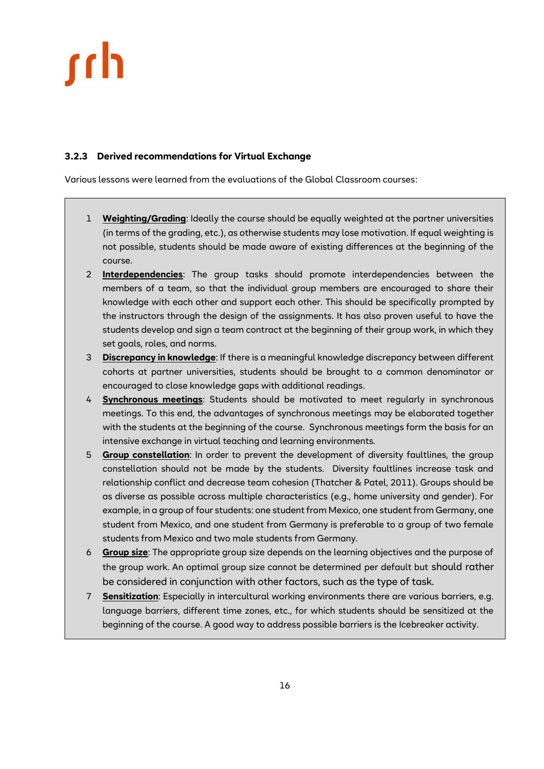### 3.2.3 Derived recommendations for Virtual Exchange

Various lessons were learned from the evaluations of the Global Classroom courses:

1. **Weighting/Grading**: Ideally the course should be equally weighted at the partner universities (in terms of the grading, etc.), as otherwise students may lose motivation. If equal weighting is not possible, students should be made aware of existing differences at the beginning of the course.
2. **Interdependencies**: The group tasks should promote interdependencies between the members of a team, so that the individual group members are encouraged to share their knowledge with each other and support each other. This should be specifically prompted by the instructors through the design of the assignments. It has also proven useful to have the students develop and sign a team contract at the beginning of their group work, in which they set goals, roles, and norms.
3. **Discrepancy in knowledge**: If there is a meaningful knowledge discrepancy between different cohorts at partner universities, students should be brought to a common denominator or encouraged to close knowledge gaps with additional readings.
4. **Synchronous meetings**: Students should be motivated to meet regularly in synchronous meetings. To this end, the advantages of synchronous meetings may be elaborated together with the students at the beginning of the course. Synchronous meetings form the basis for an intensive exchange in virtual teaching and learning environments.
5. **Group constellation**: In order to prevent the development of diversity faultlines, the group constellation should not be made by the students. Diversity faultlines increase task and relationship conflict and decrease team cohesion (Thatcher & Patel, 2011). Groups should be as diverse as possible across multiple characteristics (e.g., home university and gender). For example, in a group of four students: one student from Mexico, one student from Germany, one student from Mexico, and one student from Germany is preferable to a group of two female students from Mexico and two male students from Germany.
6. **Group size**: The appropriate group size depends on the learning objectives and the purpose of the group work. An optimal group size cannot be determined per default but should rather be considered in conjunction with other factors, such as the type of task.
7. **Sensitization**: Especially in intercultural working environments there are various barriers, e.g. language barriers, different time zones, etc., for which students should be sensitized at the beginning of the course. A good way to address possible barriers is the Icebreaker activity.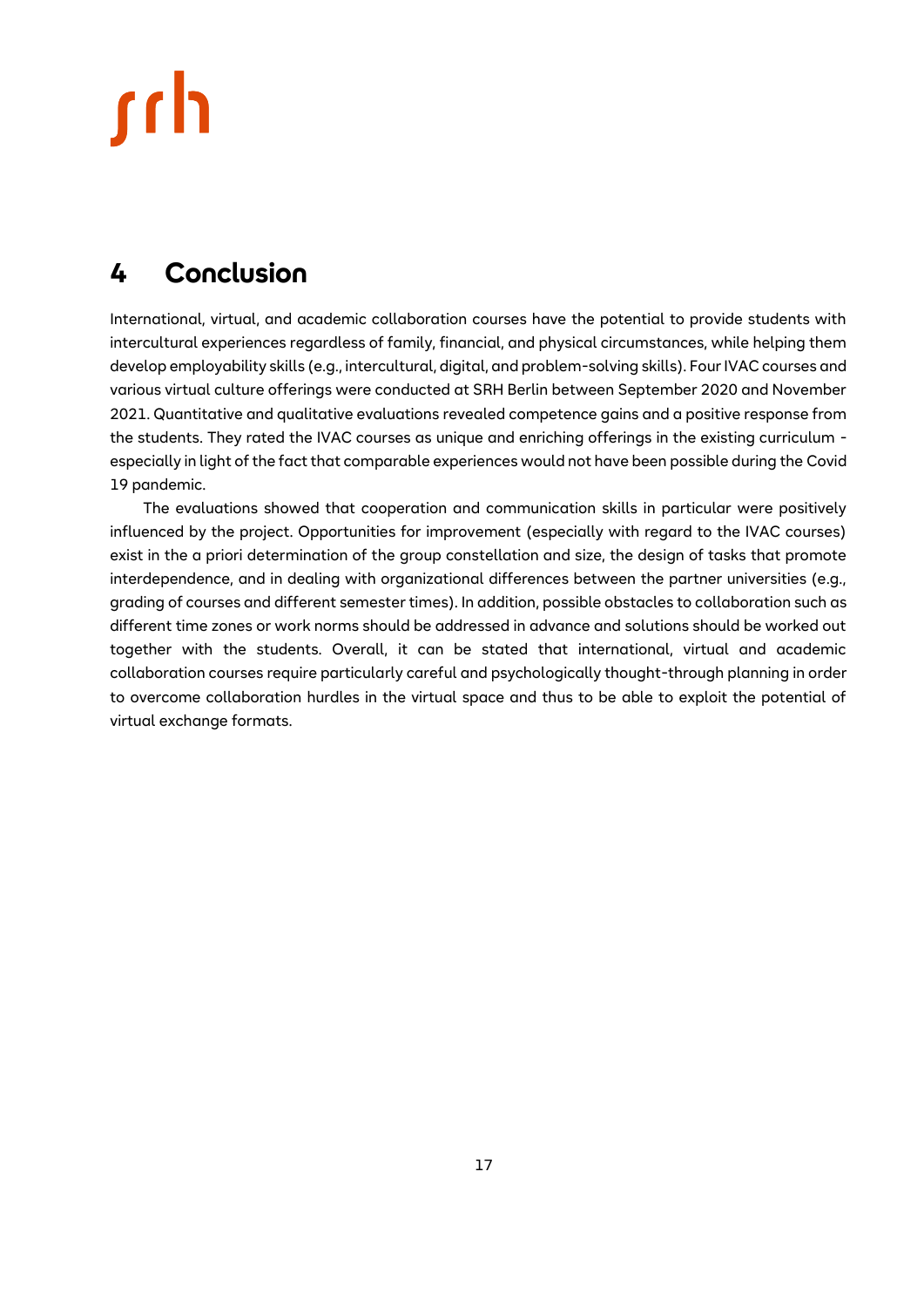## 4 Conclusion

International, virtual, and academic collaboration courses have the potential to provide students with intercultural experiences regardless of family, financial, and physical circumstances, while helping them develop employability skills (e.g., intercultural, digital, and problem-solving skills). Four IVAC courses and various virtual culture offerings were conducted at SRH Berlin between September 2020 and November 2021. Quantitative and qualitative evaluations revealed competence gains and a positive response from the students. They rated the IVAC courses as unique and enriching offerings in the existing curriculum - especially in light of the fact that comparable experiences would not have been possible during the Covid 19 pandemic.

The evaluations showed that cooperation and communication skills in particular were positively influenced by the project. Opportunities for improvement (especially with regard to the IVAC courses) exist in the a priori determination of the group constellation and size, the design of tasks that promote interdependence, and in dealing with organizational differences between the partner universities (e.g., grading of courses and different semester times). In addition, possible obstacles to collaboration such as different time zones or work norms should be addressed in advance and solutions should be worked out together with the students. Overall, it can be stated that international, virtual and academic collaboration courses require particularly careful and psychologically thought-through planning in order to overcome collaboration hurdles in the virtual space and thus to be able to exploit the potential of virtual exchange formats.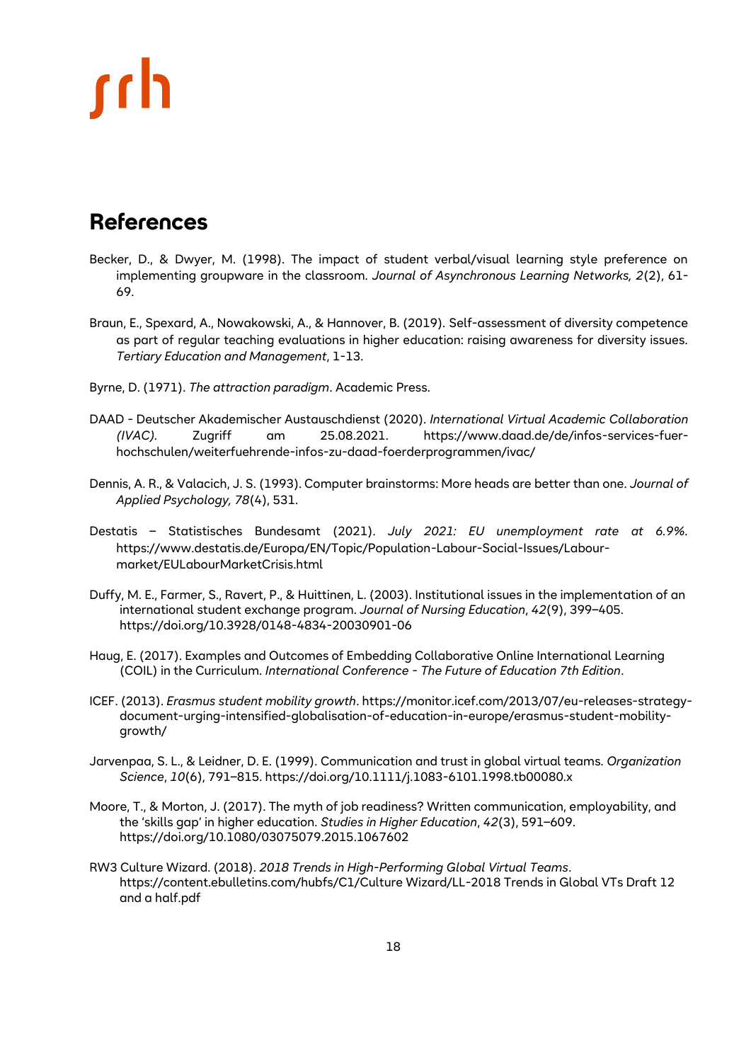# References

Becker, D., & Dwyer, M. (1998). The impact of student verbal/visual learning style preference on implementing groupware in the classroom. *Journal of Asynchronous Learning Networks, 2*(2), 61-69.

Braun, E., Spexard, A., Nowakowski, A., & Hannover, B. (2019). Self-assessment of diversity competence as part of regular teaching evaluations in higher education: raising awareness for diversity issues. *Tertiary Education and Management*, 1-13.

Byrne, D. (1971). *The attraction paradigm*. Academic Press.

DAAD - Deutscher Akademischer Austauschdienst (2020). *International Virtual Academic Collaboration (IVAC).* Zugriff am 25.08.2021. https://www.daad.de/de/infos-services-fuer-hochschulen/weiterfuehrende-infos-zu-daad-foerderprogrammen/ivac/

Dennis, A. R., & Valacich, J. S. (1993). Computer brainstorms: More heads are better than one. *Journal of Applied Psychology, 78*(4), 531.

Destatis – Statistisches Bundesamt (2021). *July 2021: EU unemployment rate at 6.9%.* https://www.destatis.de/Europa/EN/Topic/Population-Labour-Social-Issues/Labour-market/EULabourMarketCrisis.html

Duffy, M. E., Farmer, S., Ravert, P., & Huittinen, L. (2003). Institutional issues in the implementation of an international student exchange program. *Journal of Nursing Education*, *42*(9), 399–405. https://doi.org/10.3928/0148-4834-20030901-06

Haug, E. (2017). Examples and Outcomes of Embedding Collaborative Online International Learning (COIL) in the Curriculum. *International Conference - The Future of Education 7th Edition*.

ICEF. (2013). *Erasmus student mobility growth*. https://monitor.icef.com/2013/07/eu-releases-strategy-document-urging-intensified-globalisation-of-education-in-europe/erasmus-student-mobility-growth/

Jarvenpaa, S. L., & Leidner, D. E. (1999). Communication and trust in global virtual teams. *Organization Science*, *10*(6), 791–815. https://doi.org/10.1111/j.1083-6101.1998.tb00080.x

Moore, T., & Morton, J. (2017). The myth of job readiness? Written communication, employability, and the 'skills gap' in higher education. *Studies in Higher Education*, *42*(3), 591–609. https://doi.org/10.1080/03075079.2015.1067602

RW3 Culture Wizard. (2018). *2018 Trends in High-Performing Global Virtual Teams*. https://content.ebulletins.com/hubfs/C1/Culture Wizard/LL-2018 Trends in Global VTs Draft 12 and a half.pdf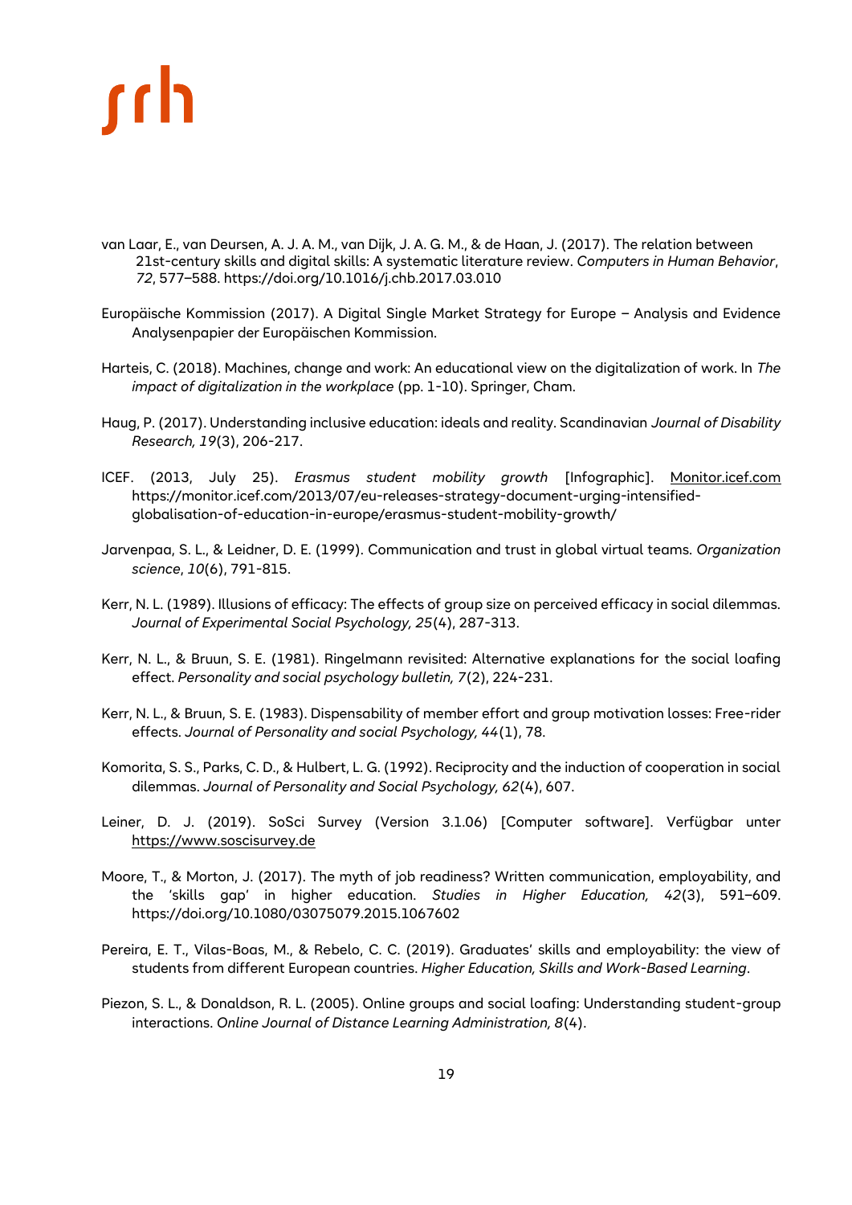van Laar, E., van Deursen, A. J. A. M., van Dijk, J. A. G. M., & de Haan, J. (2017). The relation between 21st-century skills and digital skills: A systematic literature review. *Computers in Human Behavior*, *72*, 577–588. https://doi.org/10.1016/j.chb.2017.03.010

Europäische Kommission (2017). A Digital Single Market Strategy for Europe – Analysis and Evidence Analysenpapier der Europäischen Kommission.

Harteis, C. (2018). Machines, change and work: An educational view on the digitalization of work. In *The impact of digitalization in the workplace* (pp. 1-10). Springer, Cham.

Haug, P. (2017). Understanding inclusive education: ideals and reality. Scandinavian *Journal of Disability Research, 19*(3), 206-217.

ICEF. (2013, July 25). *Erasmus student mobility growth* [Infographic]. Monitor.icef.com https://monitor.icef.com/2013/07/eu-releases-strategy-document-urging-intensified-globalisation-of-education-in-europe/erasmus-student-mobility-growth/

Jarvenpaa, S. L., & Leidner, D. E. (1999). Communication and trust in global virtual teams. *Organization science*, *10*(6), 791-815.

Kerr, N. L. (1989). Illusions of efficacy: The effects of group size on perceived efficacy in social dilemmas. *Journal of Experimental Social Psychology, 25*(4), 287-313.

Kerr, N. L., & Bruun, S. E. (1981). Ringelmann revisited: Alternative explanations for the social loafing effect. *Personality and social psychology bulletin, 7*(2), 224-231.

Kerr, N. L., & Bruun, S. E. (1983). Dispensability of member effort and group motivation losses: Free-rider effects. *Journal of Personality and social Psychology, 44*(1), 78.

Komorita, S. S., Parks, C. D., & Hulbert, L. G. (1992). Reciprocity and the induction of cooperation in social dilemmas. *Journal of Personality and Social Psychology, 62*(4), 607.

Leiner, D. J. (2019). SoSci Survey (Version 3.1.06) [Computer software]. Verfügbar unter https://www.soscisurvey.de

Moore, T., & Morton, J. (2017). The myth of job readiness? Written communication, employability, and the 'skills gap' in higher education. *Studies in Higher Education, 42*(3), 591–609. https://doi.org/10.1080/03075079.2015.1067602

Pereira, E. T., Vilas-Boas, M., & Rebelo, C. C. (2019). Graduates' skills and employability: the view of students from different European countries. *Higher Education, Skills and Work-Based Learning*.

Piezon, S. L., & Donaldson, R. L. (2005). Online groups and social loafing: Understanding student-group interactions. *Online Journal of Distance Learning Administration, 8*(4).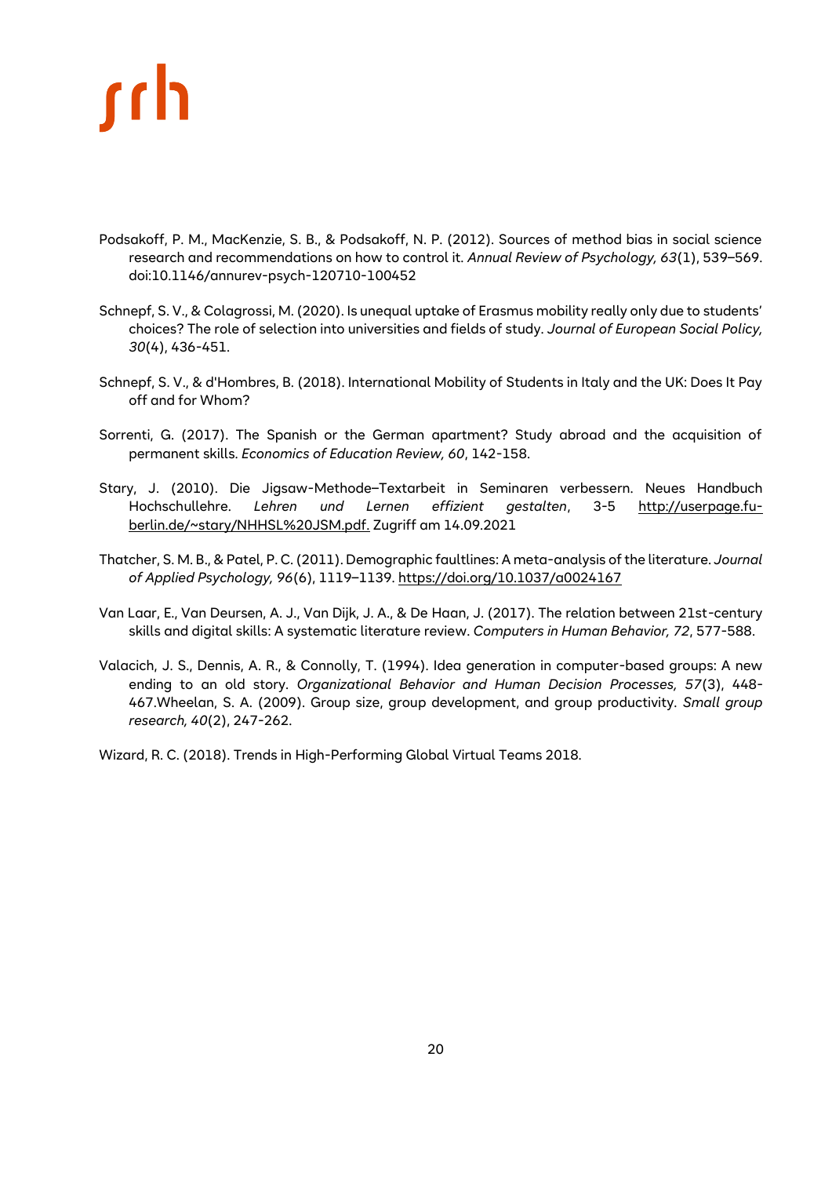Podsakoff, P. M., MacKenzie, S. B., & Podsakoff, N. P. (2012). Sources of method bias in social science research and recommendations on how to control it. *Annual Review of Psychology, 63*(1), 539–569. doi:10.1146/annurev-psych-120710-100452

Schnepf, S. V., & Colagrossi, M. (2020). Is unequal uptake of Erasmus mobility really only due to students' choices? The role of selection into universities and fields of study. *Journal of European Social Policy, 30*(4), 436-451.

Schnepf, S. V., & d'Hombres, B. (2018). International Mobility of Students in Italy and the UK: Does It Pay off and for Whom?

Sorrenti, G. (2017). The Spanish or the German apartment? Study abroad and the acquisition of permanent skills. *Economics of Education Review, 60*, 142-158.

Stary, J. (2010). Die Jigsaw-Methode–Textarbeit in Seminaren verbessern. Neues Handbuch Hochschullehre. *Lehren und Lernen effizient gestalten*, 3-5 http://userpage.fu-berlin.de/~stary/NHHSL%20JSM.pdf. Zugriff am 14.09.2021

Thatcher, S. M. B., & Patel, P. C. (2011). Demographic faultlines: A meta-analysis of the literature. *Journal of Applied Psychology, 96*(6), 1119–1139. https://doi.org/10.1037/a0024167

Van Laar, E., Van Deursen, A. J., Van Dijk, J. A., & De Haan, J. (2017). The relation between 21st-century skills and digital skills: A systematic literature review. *Computers in Human Behavior, 72*, 577-588.

Valacich, J. S., Dennis, A. R., & Connolly, T. (1994). Idea generation in computer-based groups: A new ending to an old story. *Organizational Behavior and Human Decision Processes, 57*(3), 448-467.Wheelan, S. A. (2009). Group size, group development, and group productivity. *Small group research, 40*(2), 247-262.

Wizard, R. C. (2018). Trends in High-Performing Global Virtual Teams 2018.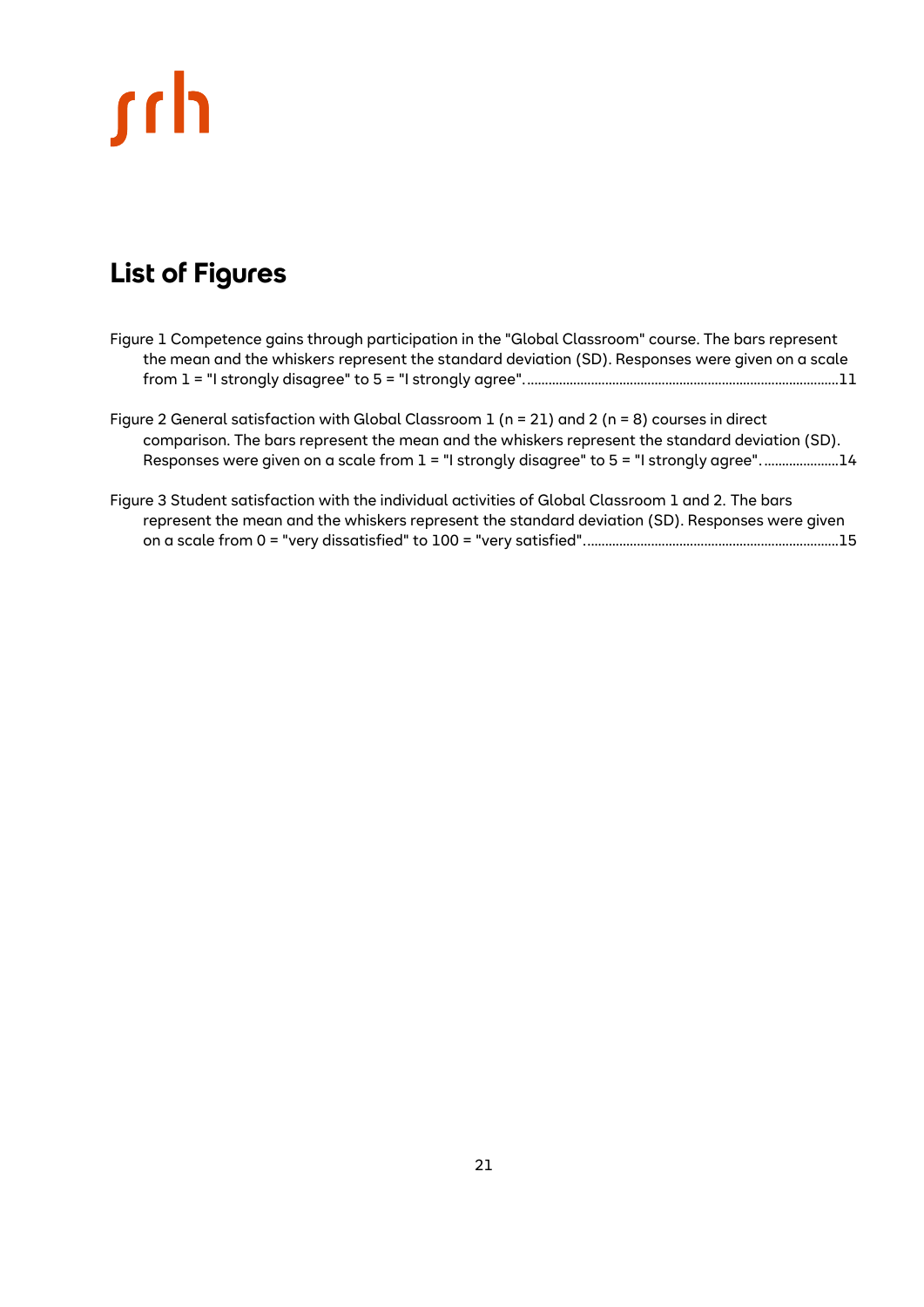# List of Figures

Figure 1 Competence gains through participation in the "Global Classroom" course. The bars represent the mean and the whiskers represent the standard deviation (SD). Responses were given on a scale from 1 = "I strongly disagree" to 5 = "I strongly agree". ....................................................................................11

Figure 2 General satisfaction with Global Classroom 1 (n = 21) and 2 (n = 8) courses in direct comparison. The bars represent the mean and the whiskers represent the standard deviation (SD). Responses were given on a scale from 1 = "I strongly disagree" to 5 = "I strongly agree". ....................14

Figure 3 Student satisfaction with the individual activities of Global Classroom 1 and 2. The bars represent the mean and the whiskers represent the standard deviation (SD). Responses were given on a scale from 0 = "very dissatisfied" to 100 = "very satisfied". ....................................................................15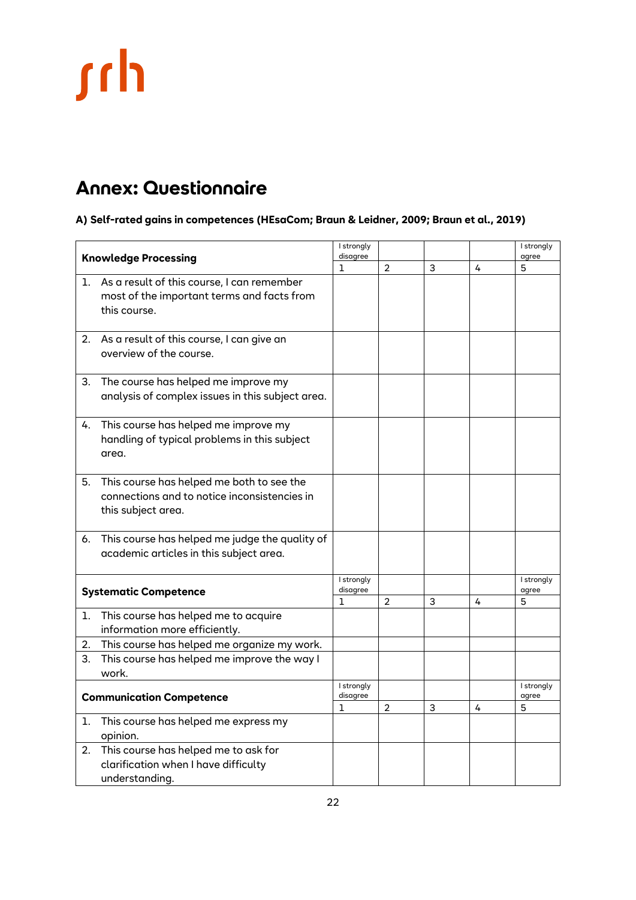# Annex: Questionnaire

**A) Self-rated gains in competences (HEsaCom; Braun & Leidner, 2009; Braun et al., 2019)**

| **Knowledge Processing** | I strongly disagree 1 | 2 | 3 | 4 | I strongly agree 5 |
|---|---|---|---|---|---|
| 1. As a result of this course, I can remember most of the important terms and facts from this course. | | | | | |
| 2. As a result of this course, I can give an overview of the course. | | | | | |
| 3. The course has helped me improve my analysis of complex issues in this subject area. | | | | | |
| 4. This course has helped me improve my handling of typical problems in this subject area. | | | | | |
| 5. This course has helped me both to see the connections and to notice inconsistencies in this subject area. | | | | | |
| 6. This course has helped me judge the quality of academic articles in this subject area. | | | | | |
| **Systematic Competence** | I strongly disagree 1 | 2 | 3 | 4 | I strongly agree 5 |
| 1. This course has helped me to acquire information more efficiently. | | | | | |
| 2. This course has helped me organize my work. | | | | | |
| 3. This course has helped me improve the way I work. | | | | | |
| **Communication Competence** | I strongly disagree 1 | 2 | 3 | 4 | I strongly agree 5 |
| 1. This course has helped me express my opinion. | | | | | |
| 2. This course has helped me to ask for clarification when I have difficulty understanding. | | | | | |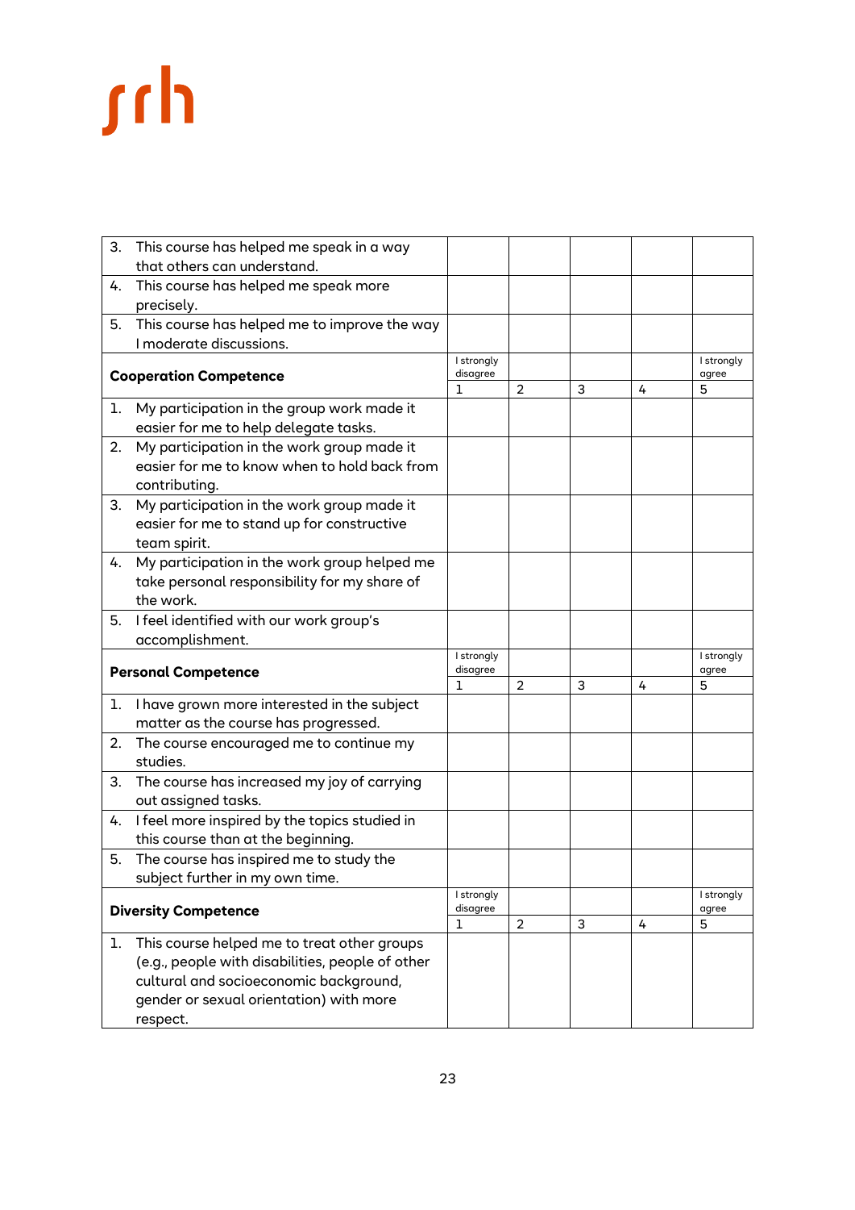srh

| | | | | | |
|---|---|---|---|---|---|
| 3. This course has helped me speak in a way that others can understand. | | | | | |
| 4. This course has helped me speak more precisely. | | | | | |
| 5. This course has helped me to improve the way I moderate discussions. | | | | | |
| **Cooperation Competence** | I strongly disagree 1 | 2 | 3 | 4 | I strongly agree 5 |
| 1. My participation in the group work made it easier for me to help delegate tasks. | | | | | |
| 2. My participation in the work group made it easier for me to know when to hold back from contributing. | | | | | |
| 3. My participation in the work group made it easier for me to stand up for constructive team spirit. | | | | | |
| 4. My participation in the work group helped me take personal responsibility for my share of the work. | | | | | |
| 5. I feel identified with our work group's accomplishment. | | | | | |
| **Personal Competence** | I strongly disagree 1 | 2 | 3 | 4 | I strongly agree 5 |
| 1. I have grown more interested in the subject matter as the course has progressed. | | | | | |
| 2. The course encouraged me to continue my studies. | | | | | |
| 3. The course has increased my joy of carrying out assigned tasks. | | | | | |
| 4. I feel more inspired by the topics studied in this course than at the beginning. | | | | | |
| 5. The course has inspired me to study the subject further in my own time. | | | | | |
| **Diversity Competence** | I strongly disagree 1 | 2 | 3 | 4 | I strongly agree 5 |
| 1. This course helped me to treat other groups (e.g., people with disabilities, people of other cultural and socioeconomic background, gender or sexual orientation) with more respect. | | | | | |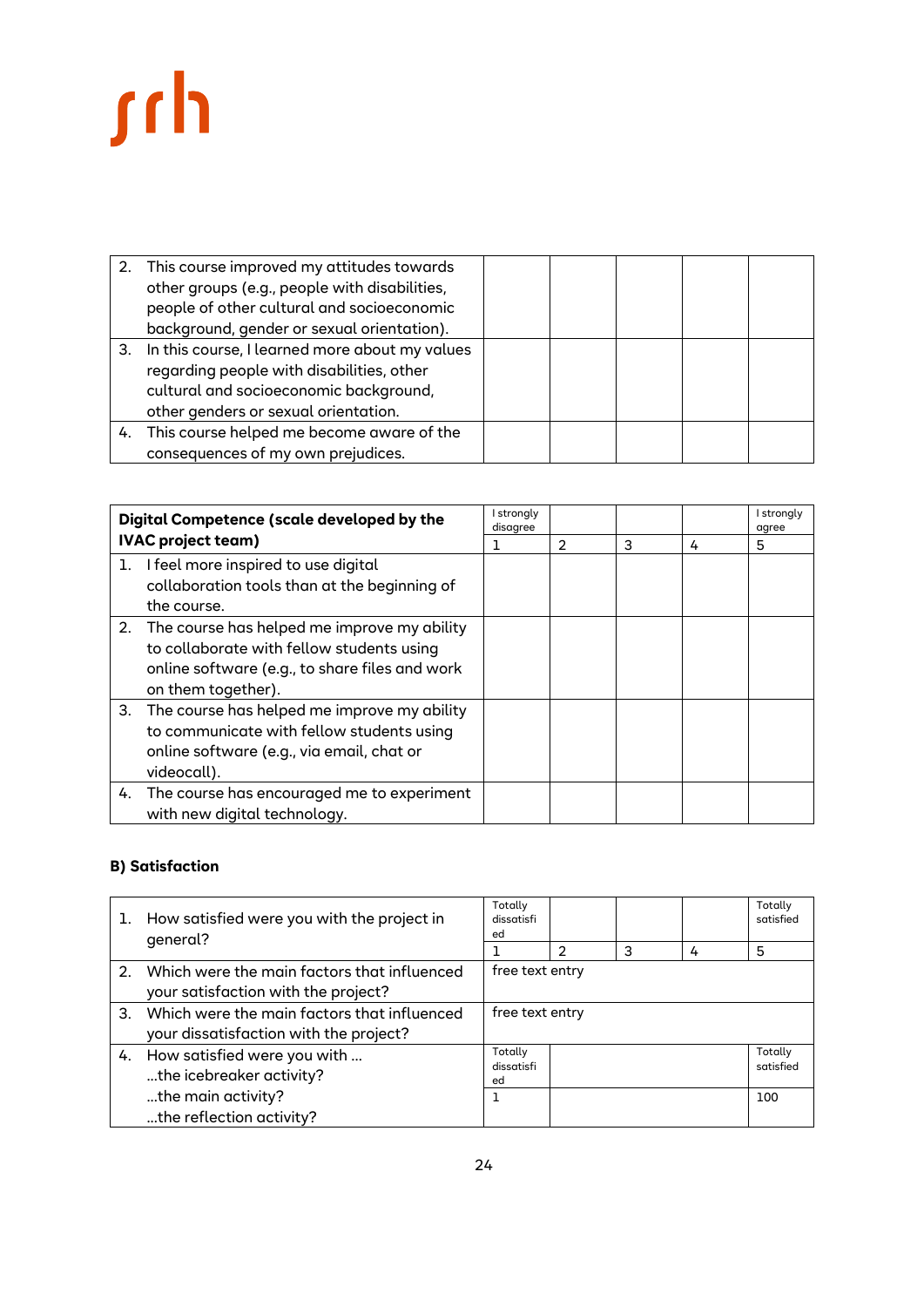| | | | | | |
|---|---|---|---|---|---|
| 2. This course improved my attitudes towards other groups (e.g., people with disabilities, people of other cultural and socioeconomic background, gender or sexual orientation). | | | | | |
| 3. In this course, I learned more about my values regarding people with disabilities, other cultural and socioeconomic background, other genders or sexual orientation. | | | | | |
| 4. This course helped me become aware of the consequences of my own prejudices. | | | | | |

| **Digital Competence (scale developed by the IVAC project team)** | I strongly disagree | | | | I strongly agree |
|---|---|---|---|---|---|
| | 1 | 2 | 3 | 4 | 5 |
| 1. I feel more inspired to use digital collaboration tools than at the beginning of the course. | | | | | |
| 2. The course has helped me improve my ability to collaborate with fellow students using online software (e.g., to share files and work on them together). | | | | | |
| 3. The course has helped me improve my ability to communicate with fellow students using online software (e.g., via email, chat or videocall). | | | | | |
| 4. The course has encouraged me to experiment with new digital technology. | | | | | |

**B) Satisfaction**

| | | | | | |
|---|---|---|---|---|---|
| 1. How satisfied were you with the project in general? | Totally dissatisfied | | | | Totally satisfied |
| | 1 | 2 | 3 | 4 | 5 |
| 2. Which were the main factors that influenced your satisfaction with the project? | free text entry | | | | |
| 3. Which were the main factors that influenced your dissatisfaction with the project? | free text entry | | | | |
| 4. How satisfied were you with … …the icebreaker activity? …the main activity? …the reflection activity? | Totally dissatisfied | | | | Totally satisfied |
| | 1 | | | | 100 |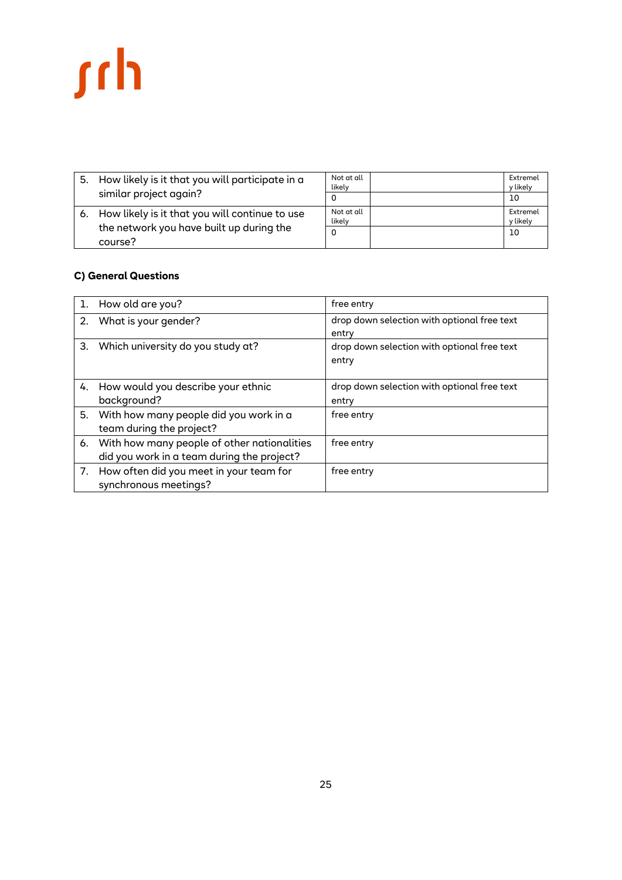| | | | |
|---|---|---|---|
| 5. How likely is it that you will participate in a similar project again? | Not at all likely<br>0 | | Extremely likely<br>10 |
| 6. How likely is it that you will continue to use the network you have built up during the course? | Not at all likely<br>0 | | Extremely likely<br>10 |

**C) General Questions**

| | |
|---|---|
| 1. How old are you? | free entry |
| 2. What is your gender? | drop down selection with optional free text entry |
| 3. Which university do you study at? | drop down selection with optional free text entry |
| 4. How would you describe your ethnic background? | drop down selection with optional free text entry |
| 5. With how many people did you work in a team during the project? | free entry |
| 6. With how many people of other nationalities did you work in a team during the project? | free entry |
| 7. How often did you meet in your team for synchronous meetings? | free entry |